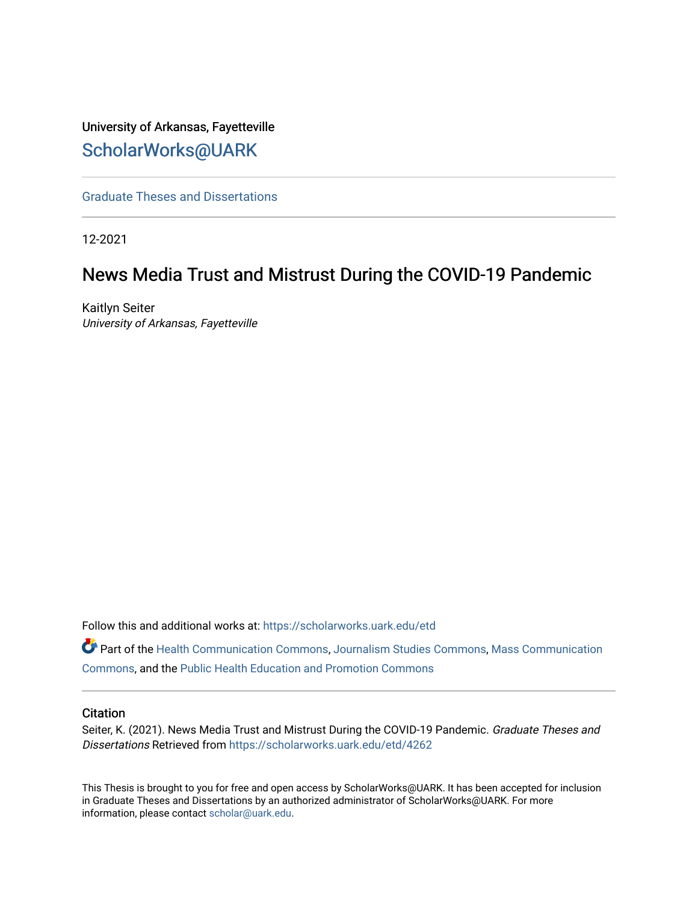University of Arkansas, Fayetteville

ScholarWorks@UARK

Graduate Theses and Dissertations

12-2021

# News Media Trust and Mistrust During the COVID-19 Pandemic

Kaitlyn Seiter
*University of Arkansas, Fayetteville*

Follow this and additional works at: https://scholarworks.uark.edu/etd

Part of the Health Communication Commons, Journalism Studies Commons, Mass Communication Commons, and the Public Health Education and Promotion Commons

## Citation

Seiter, K. (2021). News Media Trust and Mistrust During the COVID-19 Pandemic. *Graduate Theses and Dissertations* Retrieved from https://scholarworks.uark.edu/etd/4262

This Thesis is brought to you for free and open access by ScholarWorks@UARK. It has been accepted for inclusion in Graduate Theses and Dissertations by an authorized administrator of ScholarWorks@UARK. For more information, please contact scholar@uark.edu.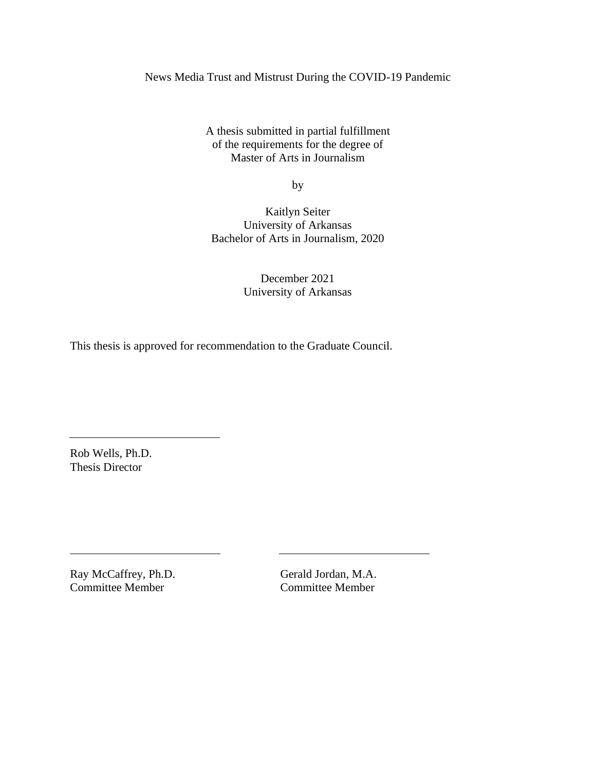News Media Trust and Mistrust During the COVID-19 Pandemic

A thesis submitted in partial fulfillment
of the requirements for the degree of
Master of Arts in Journalism

by

Kaitlyn Seiter
University of Arkansas
Bachelor of Arts in Journalism, 2020

December 2021
University of Arkansas

This thesis is approved for recommendation to the Graduate Council.

\_\_\_\_\_\_\_\_\_\_\_\_\_\_\_\_\_\_\_\_\_\_\_\_\_\_\_\_

Rob Wells, Ph.D.
Thesis Director

\_\_\_\_\_\_\_\_\_\_\_\_\_\_\_\_\_\_\_\_\_\_\_\_\_\_\_\_

Ray McCaffrey, Ph.D.
Committee Member

\_\_\_\_\_\_\_\_\_\_\_\_\_\_\_\_\_\_\_\_\_\_\_\_\_\_\_\_

Gerald Jordan, M.A.
Committee Member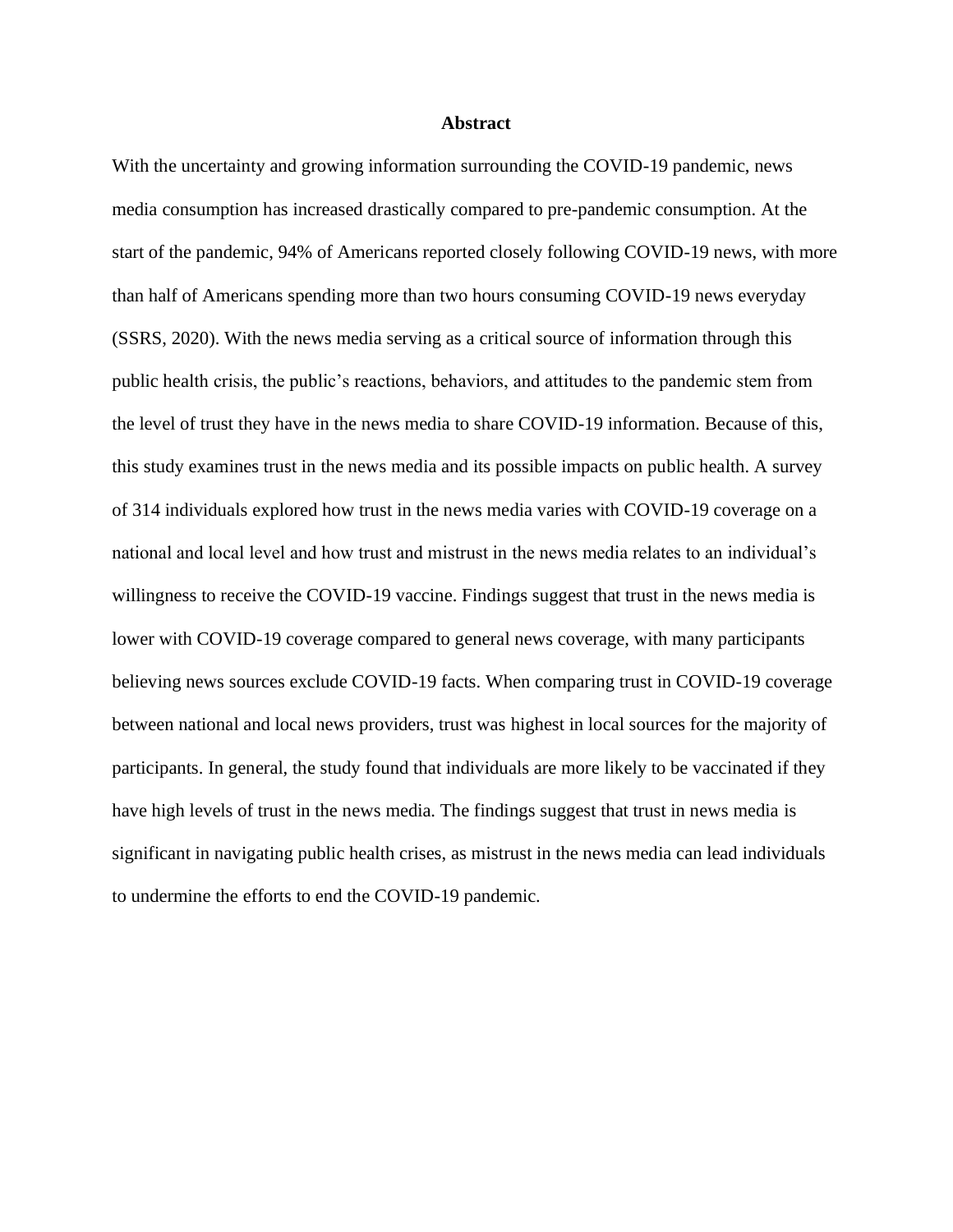# Abstract

With the uncertainty and growing information surrounding the COVID-19 pandemic, news media consumption has increased drastically compared to pre-pandemic consumption. At the start of the pandemic, 94% of Americans reported closely following COVID-19 news, with more than half of Americans spending more than two hours consuming COVID-19 news everyday (SSRS, 2020). With the news media serving as a critical source of information through this public health crisis, the public's reactions, behaviors, and attitudes to the pandemic stem from the level of trust they have in the news media to share COVID-19 information. Because of this, this study examines trust in the news media and its possible impacts on public health. A survey of 314 individuals explored how trust in the news media varies with COVID-19 coverage on a national and local level and how trust and mistrust in the news media relates to an individual's willingness to receive the COVID-19 vaccine. Findings suggest that trust in the news media is lower with COVID-19 coverage compared to general news coverage, with many participants believing news sources exclude COVID-19 facts. When comparing trust in COVID-19 coverage between national and local news providers, trust was highest in local sources for the majority of participants. In general, the study found that individuals are more likely to be vaccinated if they have high levels of trust in the news media. The findings suggest that trust in news media is significant in navigating public health crises, as mistrust in the news media can lead individuals to undermine the efforts to end the COVID-19 pandemic.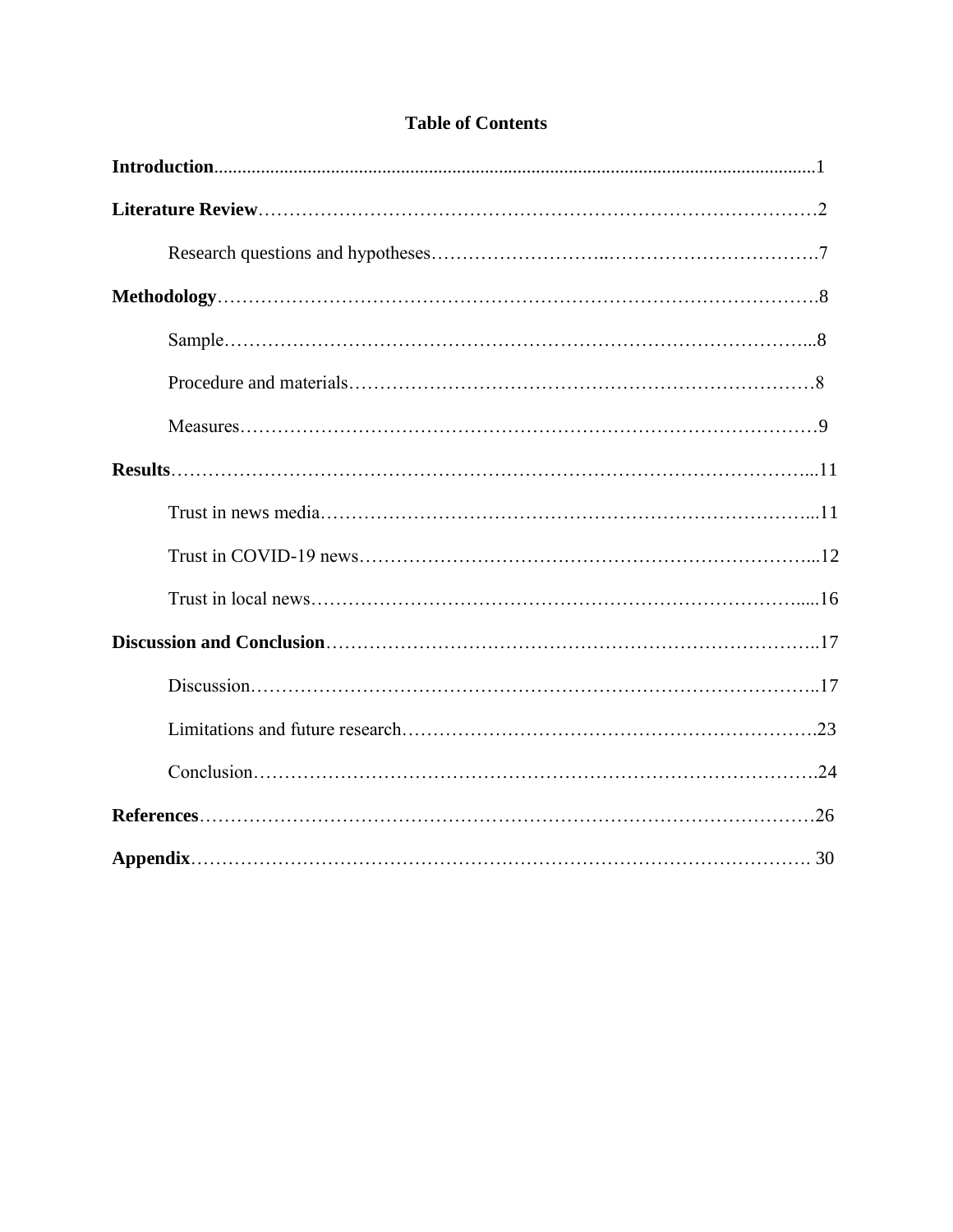# Table of Contents

**Introduction**........................................................................................................................1

**Literature Review**………………………………………………………………………………2

Research questions and hypotheses……………………..…………………………….7

**Methodology**……………………………………………………………………………….8

Sample……………………………………………………………………………...8

Procedure and materials…………………………………………………………………8

Measures………………………………………………………………………………9

**Results**………………………………………………………………………………………...11

Trust in news media……………………………………………………………………...11

Trust in COVID-19 news………………………………………………………………...12

Trust in local news……………………………………………………………………....16

**Discussion and Conclusion**…………………………………………………………………..17

Discussion……………………………………………………………………………..17

Limitations and future research……………………………………………………….23

Conclusion……………………………………………………………………………..24

**References**…………………………………………………………………………………26

**Appendix**………………………………………………………………………………………. 30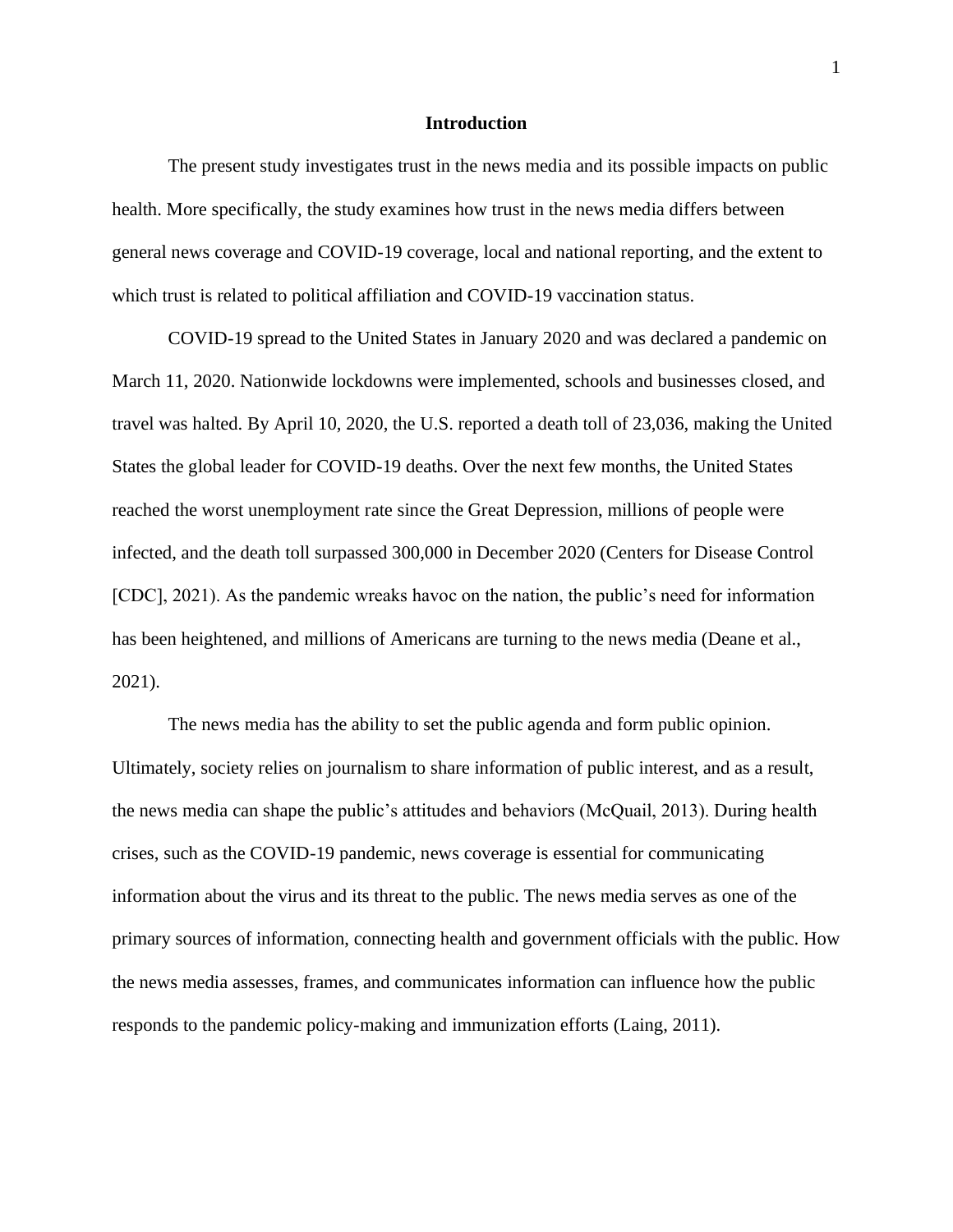# Introduction

The present study investigates trust in the news media and its possible impacts on public health. More specifically, the study examines how trust in the news media differs between general news coverage and COVID-19 coverage, local and national reporting, and the extent to which trust is related to political affiliation and COVID-19 vaccination status.

COVID-19 spread to the United States in January 2020 and was declared a pandemic on March 11, 2020. Nationwide lockdowns were implemented, schools and businesses closed, and travel was halted. By April 10, 2020, the U.S. reported a death toll of 23,036, making the United States the global leader for COVID-19 deaths. Over the next few months, the United States reached the worst unemployment rate since the Great Depression, millions of people were infected, and the death toll surpassed 300,000 in December 2020 (Centers for Disease Control [CDC], 2021). As the pandemic wreaks havoc on the nation, the public's need for information has been heightened, and millions of Americans are turning to the news media (Deane et al., 2021).

The news media has the ability to set the public agenda and form public opinion. Ultimately, society relies on journalism to share information of public interest, and as a result, the news media can shape the public's attitudes and behaviors (McQuail, 2013). During health crises, such as the COVID-19 pandemic, news coverage is essential for communicating information about the virus and its threat to the public. The news media serves as one of the primary sources of information, connecting health and government officials with the public. How the news media assesses, frames, and communicates information can influence how the public responds to the pandemic policy-making and immunization efforts (Laing, 2011).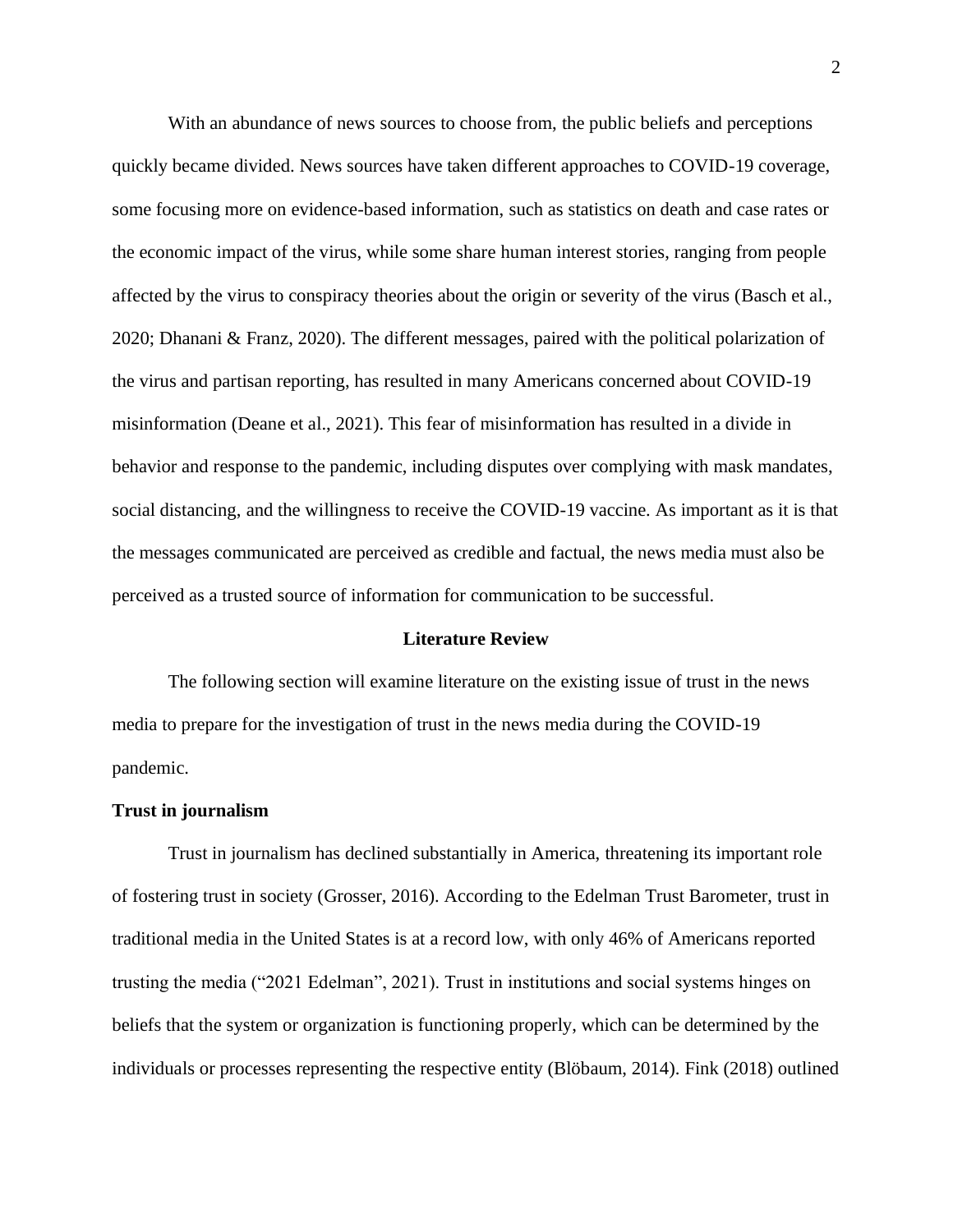With an abundance of news sources to choose from, the public beliefs and perceptions quickly became divided. News sources have taken different approaches to COVID-19 coverage, some focusing more on evidence-based information, such as statistics on death and case rates or the economic impact of the virus, while some share human interest stories, ranging from people affected by the virus to conspiracy theories about the origin or severity of the virus (Basch et al., 2020; Dhanani & Franz, 2020). The different messages, paired with the political polarization of the virus and partisan reporting, has resulted in many Americans concerned about COVID-19 misinformation (Deane et al., 2021). This fear of misinformation has resulted in a divide in behavior and response to the pandemic, including disputes over complying with mask mandates, social distancing, and the willingness to receive the COVID-19 vaccine. As important as it is that the messages communicated are perceived as credible and factual, the news media must also be perceived as a trusted source of information for communication to be successful.

## Literature Review

The following section will examine literature on the existing issue of trust in the news media to prepare for the investigation of trust in the news media during the COVID-19 pandemic.

### Trust in journalism

Trust in journalism has declined substantially in America, threatening its important role of fostering trust in society (Grosser, 2016). According to the Edelman Trust Barometer, trust in traditional media in the United States is at a record low, with only 46% of Americans reported trusting the media ("2021 Edelman", 2021). Trust in institutions and social systems hinges on beliefs that the system or organization is functioning properly, which can be determined by the individuals or processes representing the respective entity (Blöbaum, 2014). Fink (2018) outlined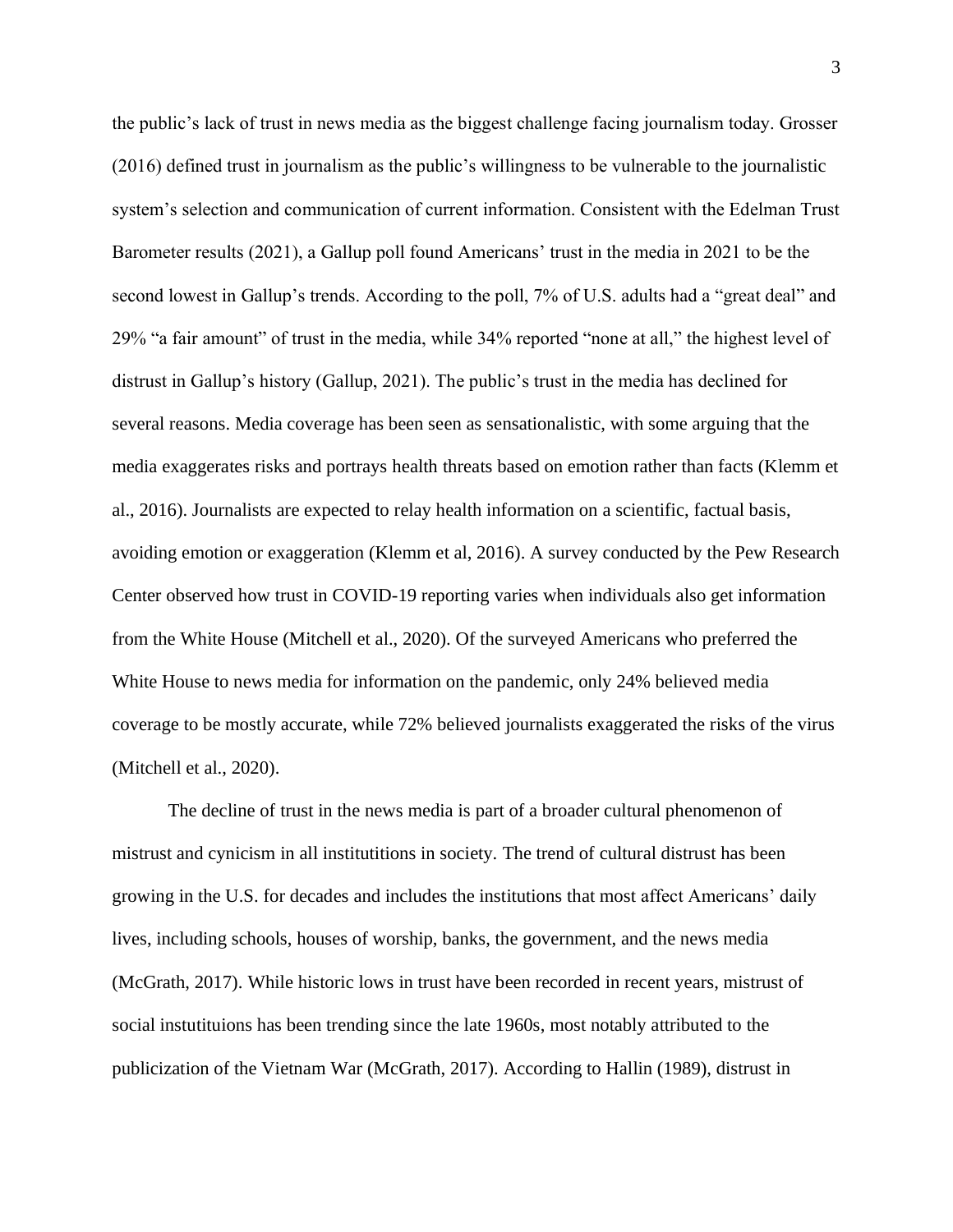the public's lack of trust in news media as the biggest challenge facing journalism today. Grosser (2016) defined trust in journalism as the public's willingness to be vulnerable to the journalistic system's selection and communication of current information. Consistent with the Edelman Trust Barometer results (2021), a Gallup poll found Americans' trust in the media in 2021 to be the second lowest in Gallup's trends. According to the poll, 7% of U.S. adults had a "great deal" and 29% "a fair amount" of trust in the media, while 34% reported "none at all," the highest level of distrust in Gallup's history (Gallup, 2021). The public's trust in the media has declined for several reasons. Media coverage has been seen as sensationalistic, with some arguing that the media exaggerates risks and portrays health threats based on emotion rather than facts (Klemm et al., 2016). Journalists are expected to relay health information on a scientific, factual basis, avoiding emotion or exaggeration (Klemm et al, 2016). A survey conducted by the Pew Research Center observed how trust in COVID-19 reporting varies when individuals also get information from the White House (Mitchell et al., 2020). Of the surveyed Americans who preferred the White House to news media for information on the pandemic, only 24% believed media coverage to be mostly accurate, while 72% believed journalists exaggerated the risks of the virus (Mitchell et al., 2020).

The decline of trust in the news media is part of a broader cultural phenomenon of mistrust and cynicism in all instituttitions in society. The trend of cultural distrust has been growing in the U.S. for decades and includes the institutions that most affect Americans' daily lives, including schools, houses of worship, banks, the government, and the news media (McGrath, 2017). While historic lows in trust have been recorded in recent years, mistrust of social instutituions has been trending since the late 1960s, most notably attributed to the publicization of the Vietnam War (McGrath, 2017). According to Hallin (1989), distrust in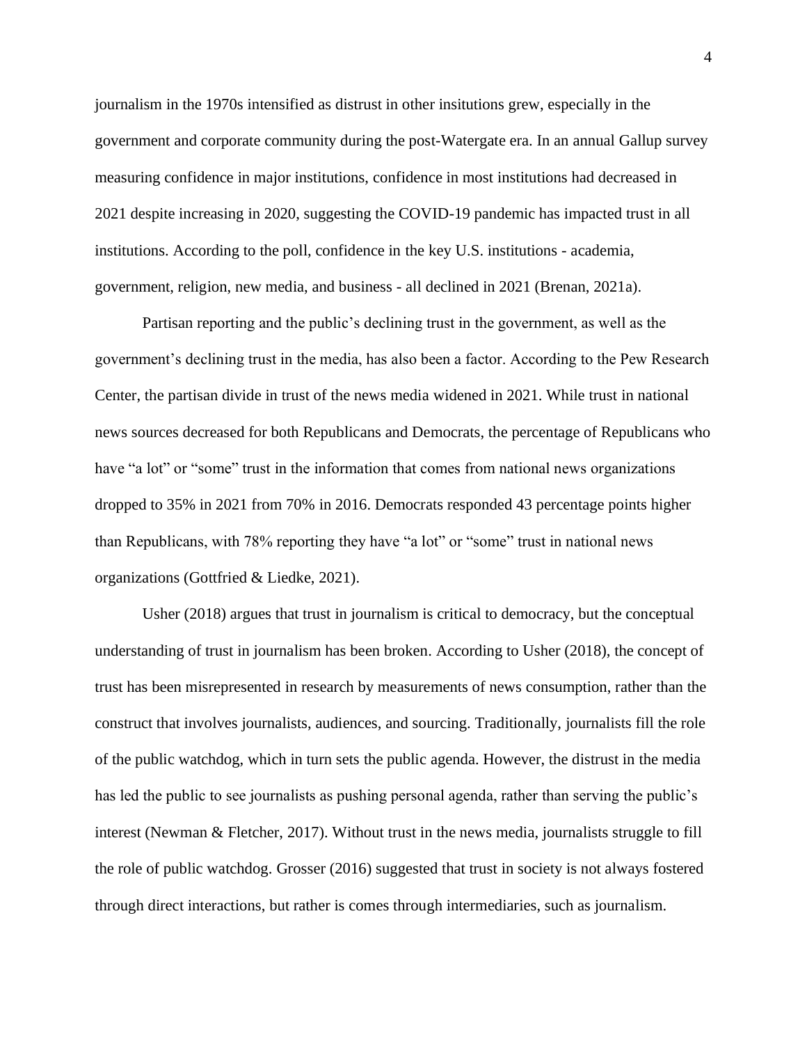journalism in the 1970s intensified as distrust in other insitutions grew, especially in the government and corporate community during the post-Watergate era. In an annual Gallup survey measuring confidence in major institutions, confidence in most institutions had decreased in 2021 despite increasing in 2020, suggesting the COVID-19 pandemic has impacted trust in all institutions. According to the poll, confidence in the key U.S. institutions - academia, government, religion, new media, and business - all declined in 2021 (Brenan, 2021a).

Partisan reporting and the public's declining trust in the government, as well as the government's declining trust in the media, has also been a factor. According to the Pew Research Center, the partisan divide in trust of the news media widened in 2021. While trust in national news sources decreased for both Republicans and Democrats, the percentage of Republicans who have "a lot" or "some" trust in the information that comes from national news organizations dropped to 35% in 2021 from 70% in 2016. Democrats responded 43 percentage points higher than Republicans, with 78% reporting they have "a lot" or "some" trust in national news organizations (Gottfried & Liedke, 2021).

Usher (2018) argues that trust in journalism is critical to democracy, but the conceptual understanding of trust in journalism has been broken. According to Usher (2018), the concept of trust has been misrepresented in research by measurements of news consumption, rather than the construct that involves journalists, audiences, and sourcing. Traditionally, journalists fill the role of the public watchdog, which in turn sets the public agenda. However, the distrust in the media has led the public to see journalists as pushing personal agenda, rather than serving the public's interest (Newman & Fletcher, 2017). Without trust in the news media, journalists struggle to fill the role of public watchdog. Grosser (2016) suggested that trust in society is not always fostered through direct interactions, but rather is comes through intermediaries, such as journalism.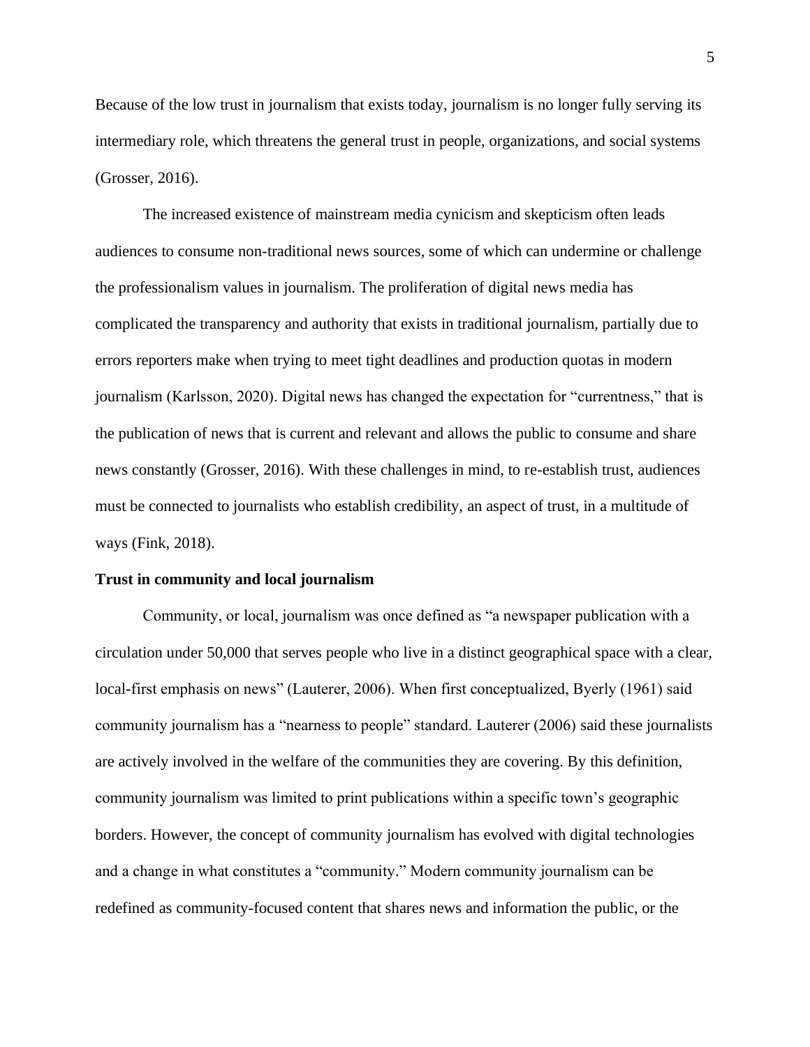Because of the low trust in journalism that exists today, journalism is no longer fully serving its intermediary role, which threatens the general trust in people, organizations, and social systems (Grosser, 2016).

The increased existence of mainstream media cynicism and skepticism often leads audiences to consume non-traditional news sources, some of which can undermine or challenge the professionalism values in journalism. The proliferation of digital news media has complicated the transparency and authority that exists in traditional journalism, partially due to errors reporters make when trying to meet tight deadlines and production quotas in modern journalism (Karlsson, 2020). Digital news has changed the expectation for "currentness," that is the publication of news that is current and relevant and allows the public to consume and share news constantly (Grosser, 2016). With these challenges in mind, to re-establish trust, audiences must be connected to journalists who establish credibility, an aspect of trust, in a multitude of ways (Fink, 2018).

**Trust in community and local journalism**

Community, or local, journalism was once defined as "a newspaper publication with a circulation under 50,000 that serves people who live in a distinct geographical space with a clear, local-first emphasis on news" (Lauterer, 2006). When first conceptualized, Byerly (1961) said community journalism has a "nearness to people" standard. Lauterer (2006) said these journalists are actively involved in the welfare of the communities they are covering. By this definition, community journalism was limited to print publications within a specific town's geographic borders. However, the concept of community journalism has evolved with digital technologies and a change in what constitutes a "community." Modern community journalism can be redefined as community-focused content that shares news and information the public, or the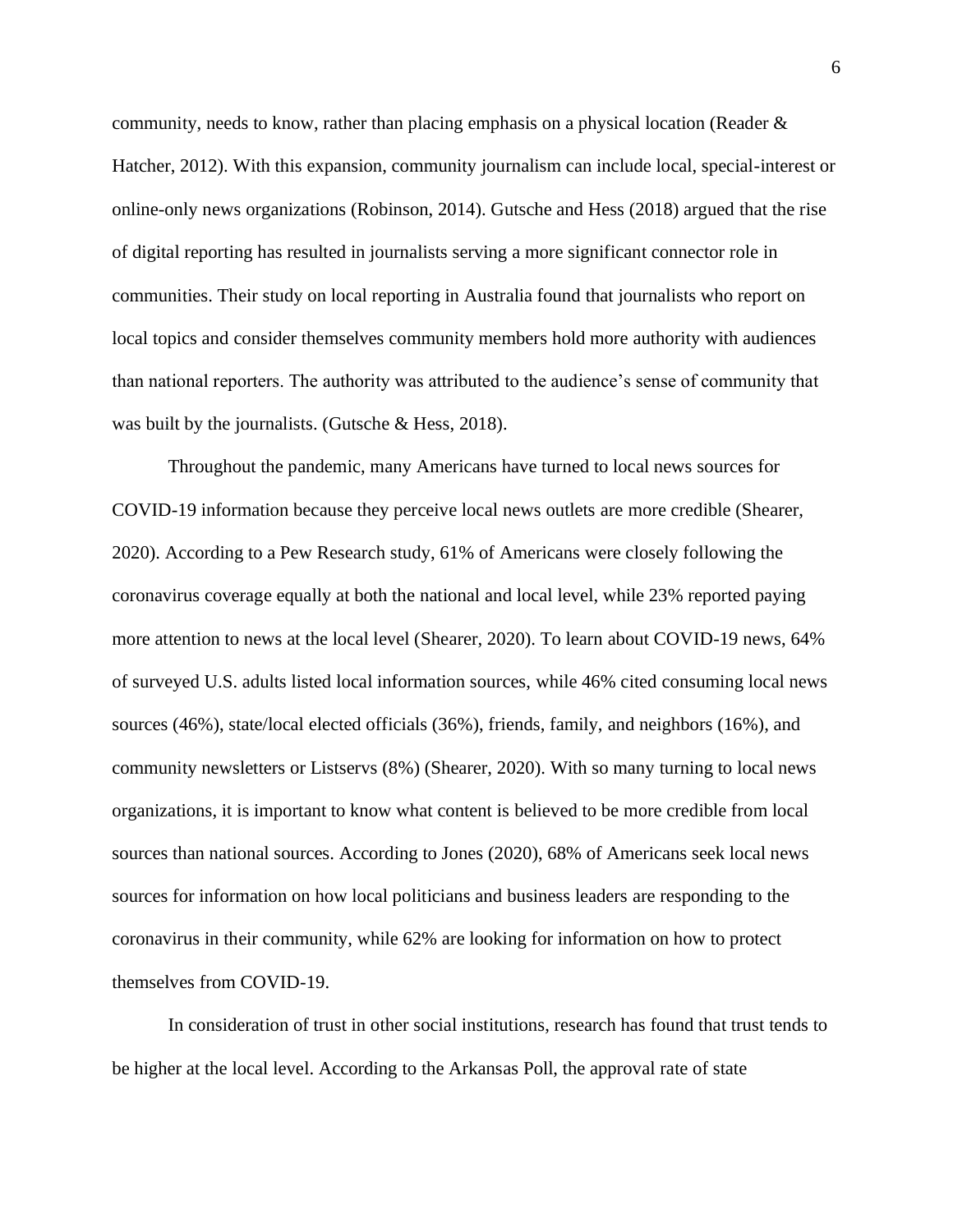community, needs to know, rather than placing emphasis on a physical location (Reader & Hatcher, 2012). With this expansion, community journalism can include local, special-interest or online-only news organizations (Robinson, 2014). Gutsche and Hess (2018) argued that the rise of digital reporting has resulted in journalists serving a more significant connector role in communities. Their study on local reporting in Australia found that journalists who report on local topics and consider themselves community members hold more authority with audiences than national reporters. The authority was attributed to the audience's sense of community that was built by the journalists. (Gutsche & Hess, 2018).

Throughout the pandemic, many Americans have turned to local news sources for COVID-19 information because they perceive local news outlets are more credible (Shearer, 2020). According to a Pew Research study, 61% of Americans were closely following the coronavirus coverage equally at both the national and local level, while 23% reported paying more attention to news at the local level (Shearer, 2020). To learn about COVID-19 news, 64% of surveyed U.S. adults listed local information sources, while 46% cited consuming local news sources (46%), state/local elected officials (36%), friends, family, and neighbors (16%), and community newsletters or Listservs (8%) (Shearer, 2020). With so many turning to local news organizations, it is important to know what content is believed to be more credible from local sources than national sources. According to Jones (2020), 68% of Americans seek local news sources for information on how local politicians and business leaders are responding to the coronavirus in their community, while 62% are looking for information on how to protect themselves from COVID-19.

In consideration of trust in other social institutions, research has found that trust tends to be higher at the local level. According to the Arkansas Poll, the approval rate of state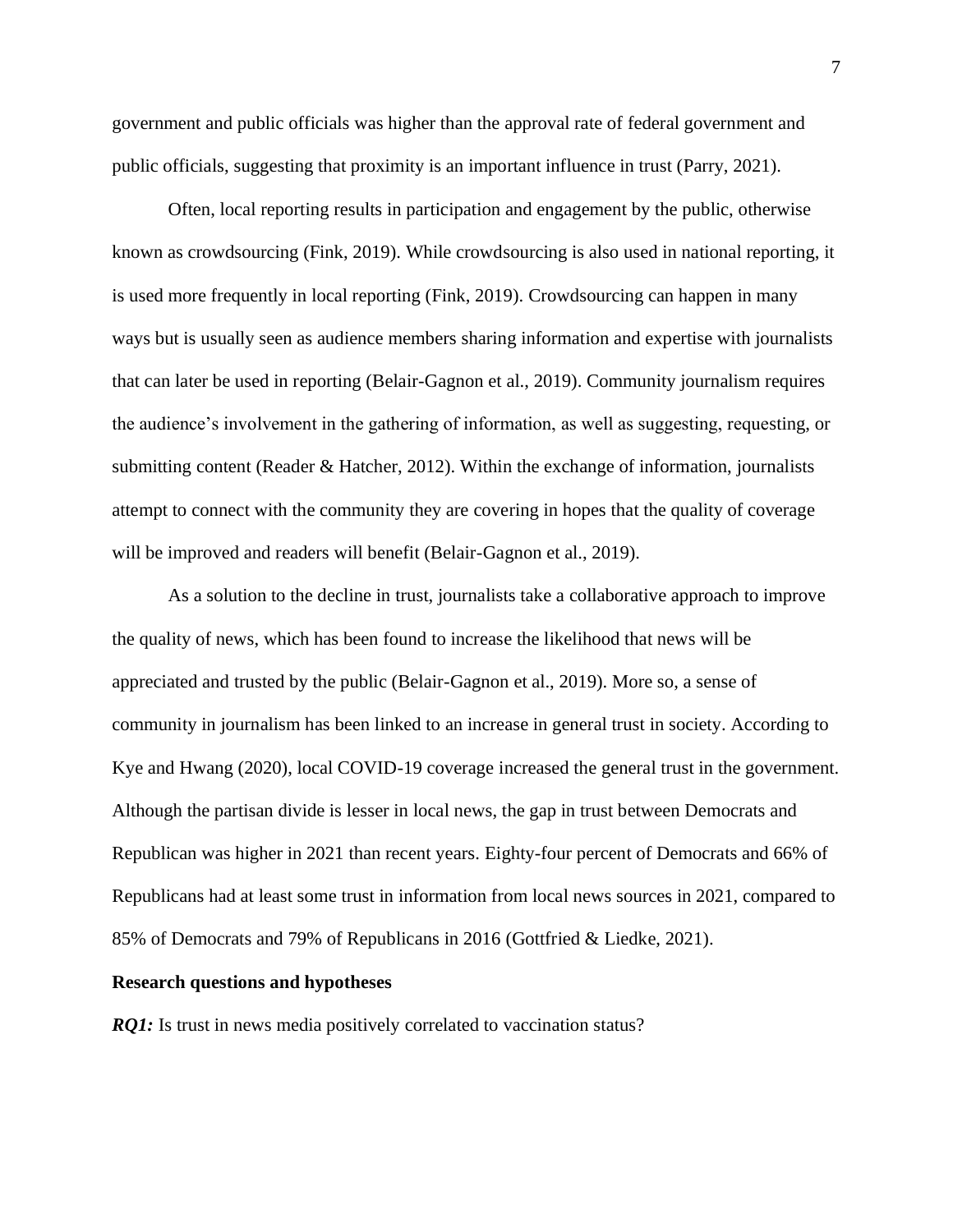government and public officials was higher than the approval rate of federal government and public officials, suggesting that proximity is an important influence in trust (Parry, 2021).

Often, local reporting results in participation and engagement by the public, otherwise known as crowdsourcing (Fink, 2019). While crowdsourcing is also used in national reporting, it is used more frequently in local reporting (Fink, 2019). Crowdsourcing can happen in many ways but is usually seen as audience members sharing information and expertise with journalists that can later be used in reporting (Belair-Gagnon et al., 2019). Community journalism requires the audience's involvement in the gathering of information, as well as suggesting, requesting, or submitting content (Reader & Hatcher, 2012). Within the exchange of information, journalists attempt to connect with the community they are covering in hopes that the quality of coverage will be improved and readers will benefit (Belair-Gagnon et al., 2019).

As a solution to the decline in trust, journalists take a collaborative approach to improve the quality of news, which has been found to increase the likelihood that news will be appreciated and trusted by the public (Belair-Gagnon et al., 2019). More so, a sense of community in journalism has been linked to an increase in general trust in society. According to Kye and Hwang (2020), local COVID-19 coverage increased the general trust in the government. Although the partisan divide is lesser in local news, the gap in trust between Democrats and Republican was higher in 2021 than recent years. Eighty-four percent of Democrats and 66% of Republicans had at least some trust in information from local news sources in 2021, compared to 85% of Democrats and 79% of Republicans in 2016 (Gottfried & Liedke, 2021).

**Research questions and hypotheses**

***RQ1:*** Is trust in news media positively correlated to vaccination status?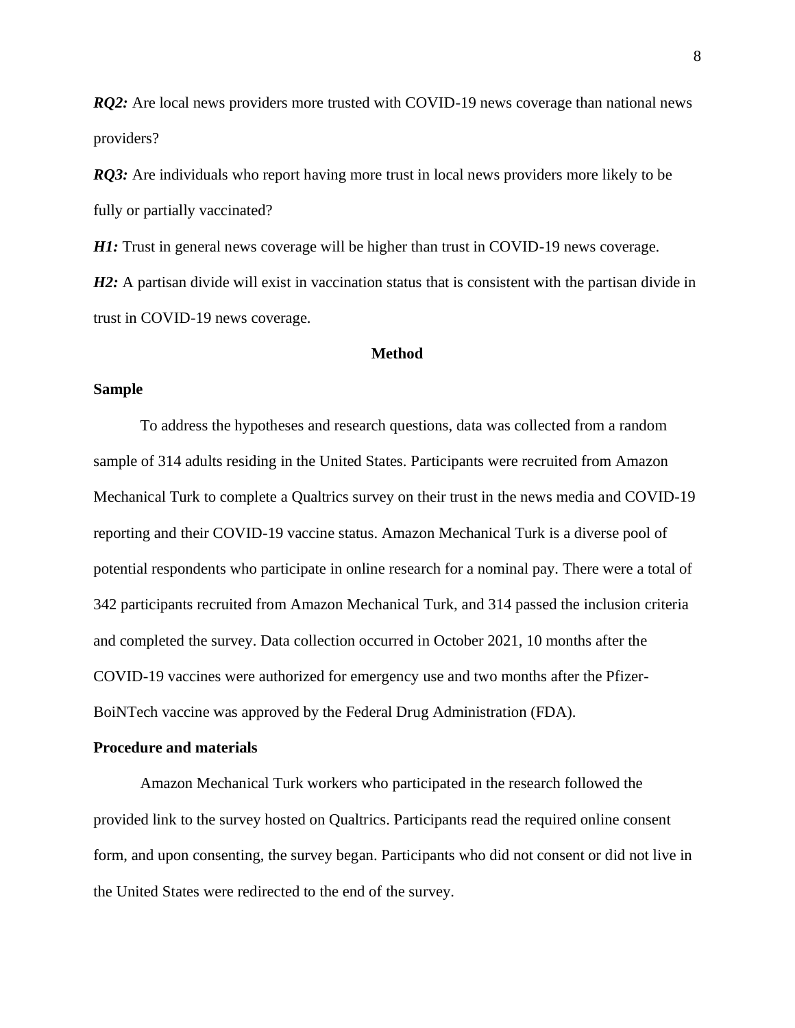***RQ2:*** Are local news providers more trusted with COVID-19 news coverage than national news providers?

***RQ3:*** Are individuals who report having more trust in local news providers more likely to be fully or partially vaccinated?

***H1:*** Trust in general news coverage will be higher than trust in COVID-19 news coverage.

***H2:*** A partisan divide will exist in vaccination status that is consistent with the partisan divide in trust in COVID-19 news coverage.

## Method

### Sample

To address the hypotheses and research questions, data was collected from a random sample of 314 adults residing in the United States. Participants were recruited from Amazon Mechanical Turk to complete a Qualtrics survey on their trust in the news media and COVID-19 reporting and their COVID-19 vaccine status. Amazon Mechanical Turk is a diverse pool of potential respondents who participate in online research for a nominal pay. There were a total of 342 participants recruited from Amazon Mechanical Turk, and 314 passed the inclusion criteria and completed the survey. Data collection occurred in October 2021, 10 months after the COVID-19 vaccines were authorized for emergency use and two months after the Pfizer-BoiNTech vaccine was approved by the Federal Drug Administration (FDA).

### Procedure and materials

Amazon Mechanical Turk workers who participated in the research followed the provided link to the survey hosted on Qualtrics. Participants read the required online consent form, and upon consenting, the survey began. Participants who did not consent or did not live in the United States were redirected to the end of the survey.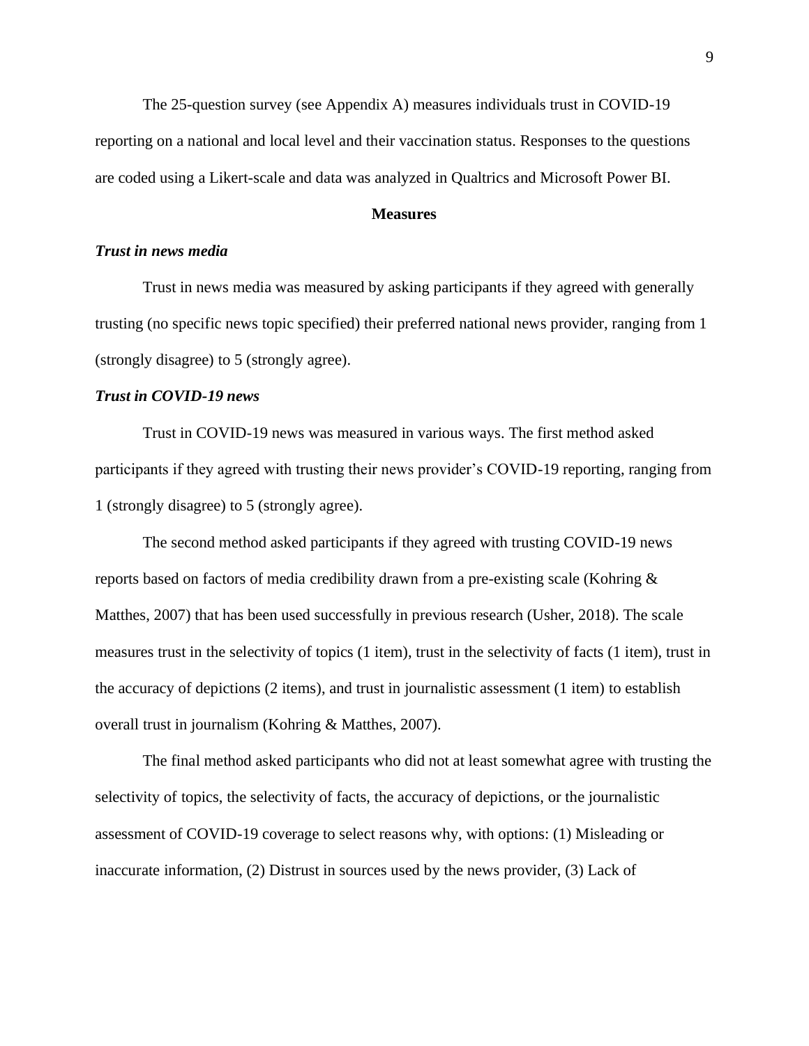The 25-question survey (see Appendix A) measures individuals trust in COVID-19 reporting on a national and local level and their vaccination status. Responses to the questions are coded using a Likert-scale and data was analyzed in Qualtrics and Microsoft Power BI.

## Measures

### *Trust in news media*

Trust in news media was measured by asking participants if they agreed with generally trusting (no specific news topic specified) their preferred national news provider, ranging from 1 (strongly disagree) to 5 (strongly agree).

### *Trust in COVID-19 news*

Trust in COVID-19 news was measured in various ways. The first method asked participants if they agreed with trusting their news provider's COVID-19 reporting, ranging from 1 (strongly disagree) to 5 (strongly agree).

The second method asked participants if they agreed with trusting COVID-19 news reports based on factors of media credibility drawn from a pre-existing scale (Kohring & Matthes, 2007) that has been used successfully in previous research (Usher, 2018). The scale measures trust in the selectivity of topics (1 item), trust in the selectivity of facts (1 item), trust in the accuracy of depictions (2 items), and trust in journalistic assessment (1 item) to establish overall trust in journalism (Kohring & Matthes, 2007).

The final method asked participants who did not at least somewhat agree with trusting the selectivity of topics, the selectivity of facts, the accuracy of depictions, or the journalistic assessment of COVID-19 coverage to select reasons why, with options: (1) Misleading or inaccurate information, (2) Distrust in sources used by the news provider, (3) Lack of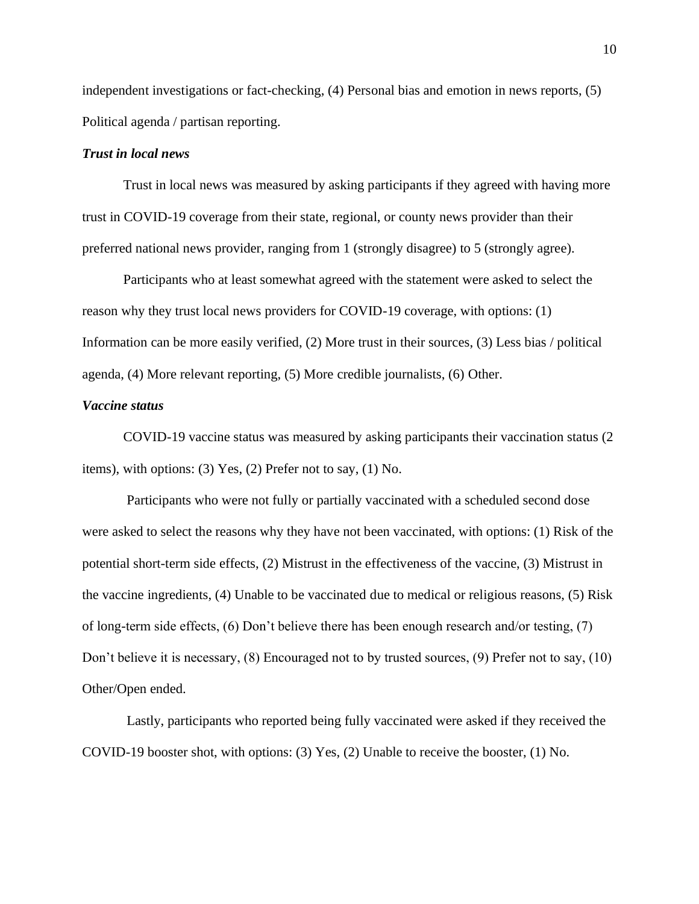independent investigations or fact-checking, (4) Personal bias and emotion in news reports, (5) Political agenda / partisan reporting.

### *Trust in local news*

Trust in local news was measured by asking participants if they agreed with having more trust in COVID-19 coverage from their state, regional, or county news provider than their preferred national news provider, ranging from 1 (strongly disagree) to 5 (strongly agree).

Participants who at least somewhat agreed with the statement were asked to select the reason why they trust local news providers for COVID-19 coverage, with options: (1) Information can be more easily verified, (2) More trust in their sources, (3) Less bias / political agenda, (4) More relevant reporting, (5) More credible journalists, (6) Other.

### *Vaccine status*

COVID-19 vaccine status was measured by asking participants their vaccination status (2 items), with options: (3) Yes, (2) Prefer not to say, (1) No.

Participants who were not fully or partially vaccinated with a scheduled second dose were asked to select the reasons why they have not been vaccinated, with options: (1) Risk of the potential short-term side effects, (2) Mistrust in the effectiveness of the vaccine, (3) Mistrust in the vaccine ingredients, (4) Unable to be vaccinated due to medical or religious reasons, (5) Risk of long-term side effects, (6) Don't believe there has been enough research and/or testing, (7) Don't believe it is necessary, (8) Encouraged not to by trusted sources, (9) Prefer not to say, (10) Other/Open ended.

Lastly, participants who reported being fully vaccinated were asked if they received the COVID-19 booster shot, with options: (3) Yes, (2) Unable to receive the booster, (1) No.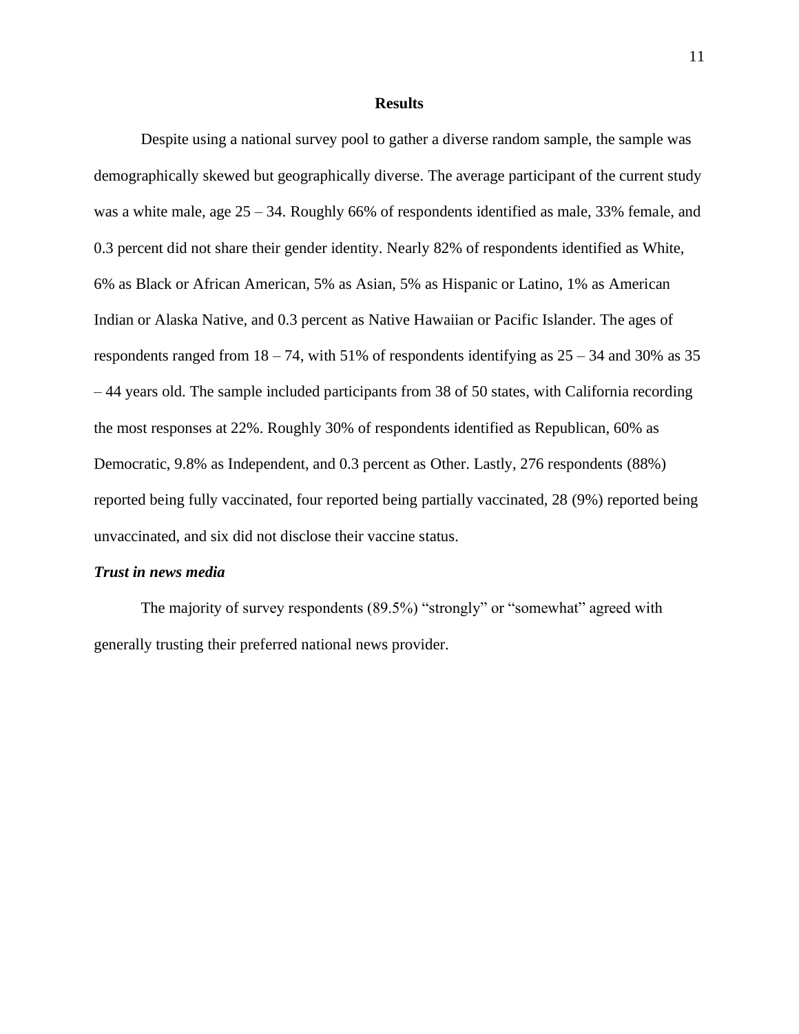## Results

Despite using a national survey pool to gather a diverse random sample, the sample was demographically skewed but geographically diverse. The average participant of the current study was a white male, age 25 – 34. Roughly 66% of respondents identified as male, 33% female, and 0.3 percent did not share their gender identity. Nearly 82% of respondents identified as White, 6% as Black or African American, 5% as Asian, 5% as Hispanic or Latino, 1% as American Indian or Alaska Native, and 0.3 percent as Native Hawaiian or Pacific Islander. The ages of respondents ranged from 18 – 74, with 51% of respondents identifying as 25 – 34 and 30% as 35 – 44 years old. The sample included participants from 38 of 50 states, with California recording the most responses at 22%. Roughly 30% of respondents identified as Republican, 60% as Democratic, 9.8% as Independent, and 0.3 percent as Other. Lastly, 276 respondents (88%) reported being fully vaccinated, four reported being partially vaccinated, 28 (9%) reported being unvaccinated, and six did not disclose their vaccine status.

### *Trust in news media*

The majority of survey respondents (89.5%) "strongly" or "somewhat" agreed with generally trusting their preferred national news provider.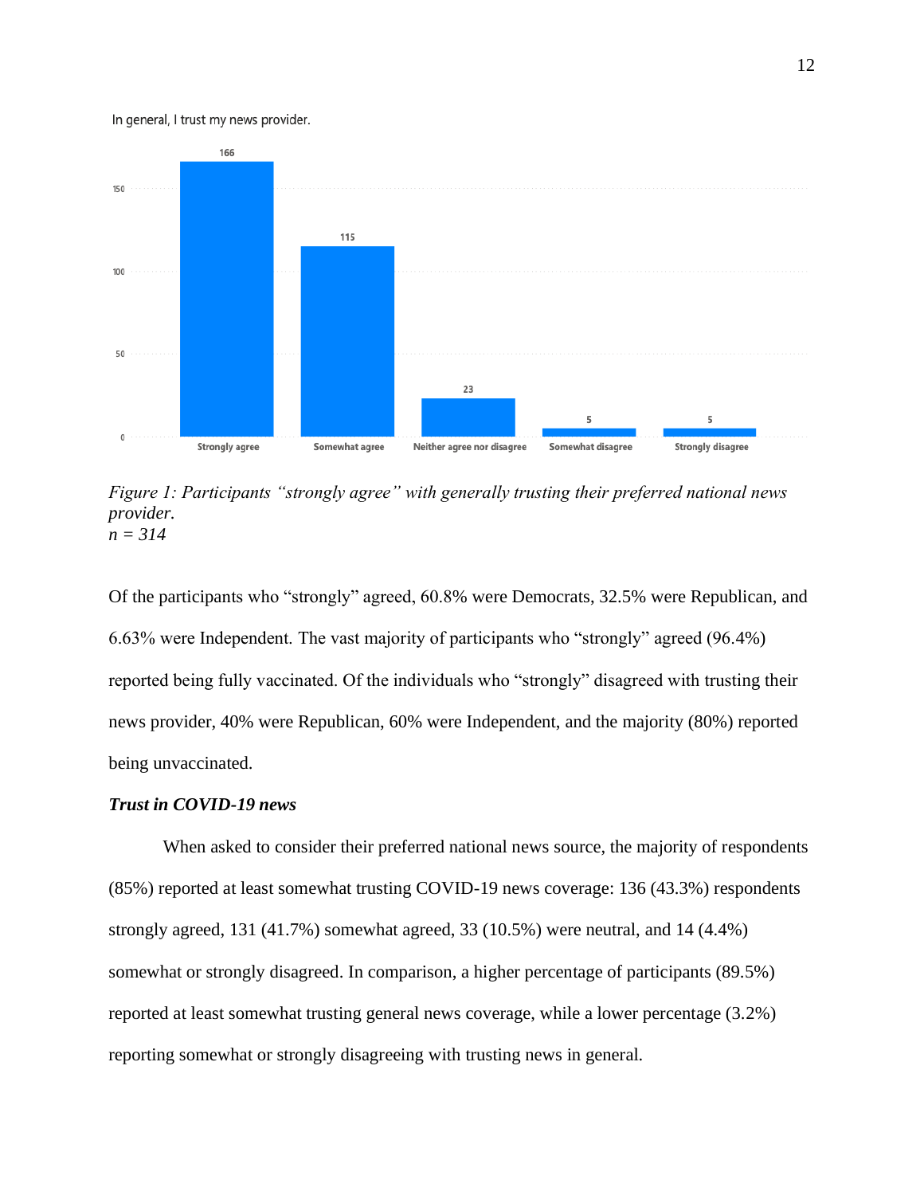In general, I trust my news provider.

| Response | Count |
| --- | --- |
| Strongly agree | 166 |
| Somewhat agree | 115 |
| Neither agree nor disagree | 23 |
| Somewhat disagree | 5 |
| Strongly disagree | 5 |

*Figure 1: Participants "strongly agree" with generally trusting their preferred national news provider.*
*n = 314*

Of the participants who "strongly" agreed, 60.8% were Democrats, 32.5% were Republican, and 6.63% were Independent. The vast majority of participants who "strongly" agreed (96.4%) reported being fully vaccinated. Of the individuals who "strongly" disagreed with trusting their news provider, 40% were Republican, 60% were Independent, and the majority (80%) reported being unvaccinated.

***Trust in COVID-19 news***

When asked to consider their preferred national news source, the majority of respondents (85%) reported at least somewhat trusting COVID-19 news coverage: 136 (43.3%) respondents strongly agreed, 131 (41.7%) somewhat agreed, 33 (10.5%) were neutral, and 14 (4.4%) somewhat or strongly disagreed. In comparison, a higher percentage of participants (89.5%) reported at least somewhat trusting general news coverage, while a lower percentage (3.2%) reporting somewhat or strongly disagreeing with trusting news in general.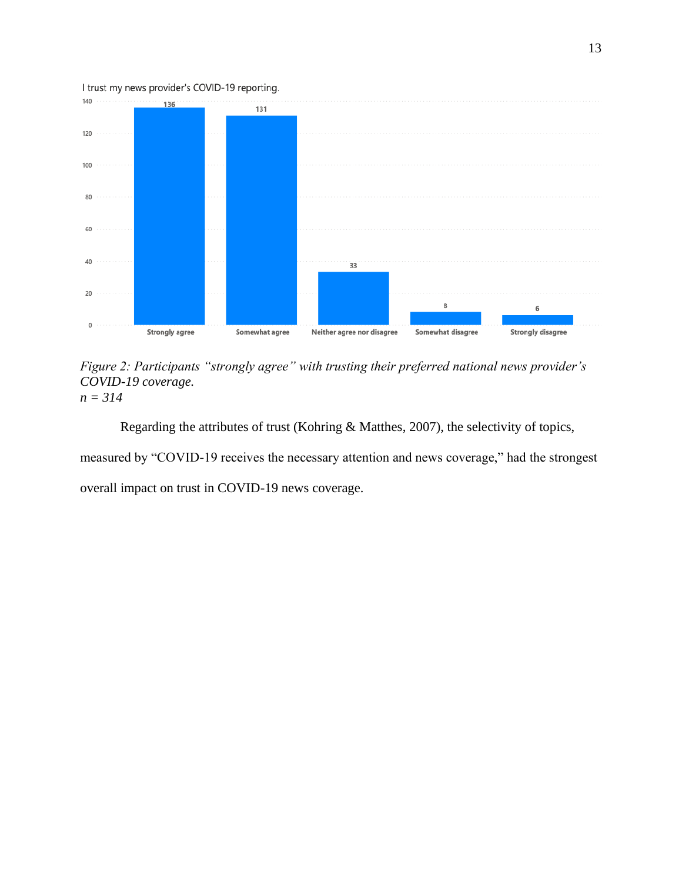I trust my news provider's COVID-19 reporting.

| Response | Count |
| --- | --- |
| Strongly agree | 136 |
| Somewhat agree | 131 |
| Neither agree nor disagree | 33 |
| Somewhat disagree | 8 |
| Strongly disagree | 6 |

*Figure 2: Participants "strongly agree" with trusting their preferred national news provider's COVID-19 coverage.*
*n = 314*

Regarding the attributes of trust (Kohring & Matthes, 2007), the selectivity of topics, measured by "COVID-19 receives the necessary attention and news coverage," had the strongest overall impact on trust in COVID-19 news coverage.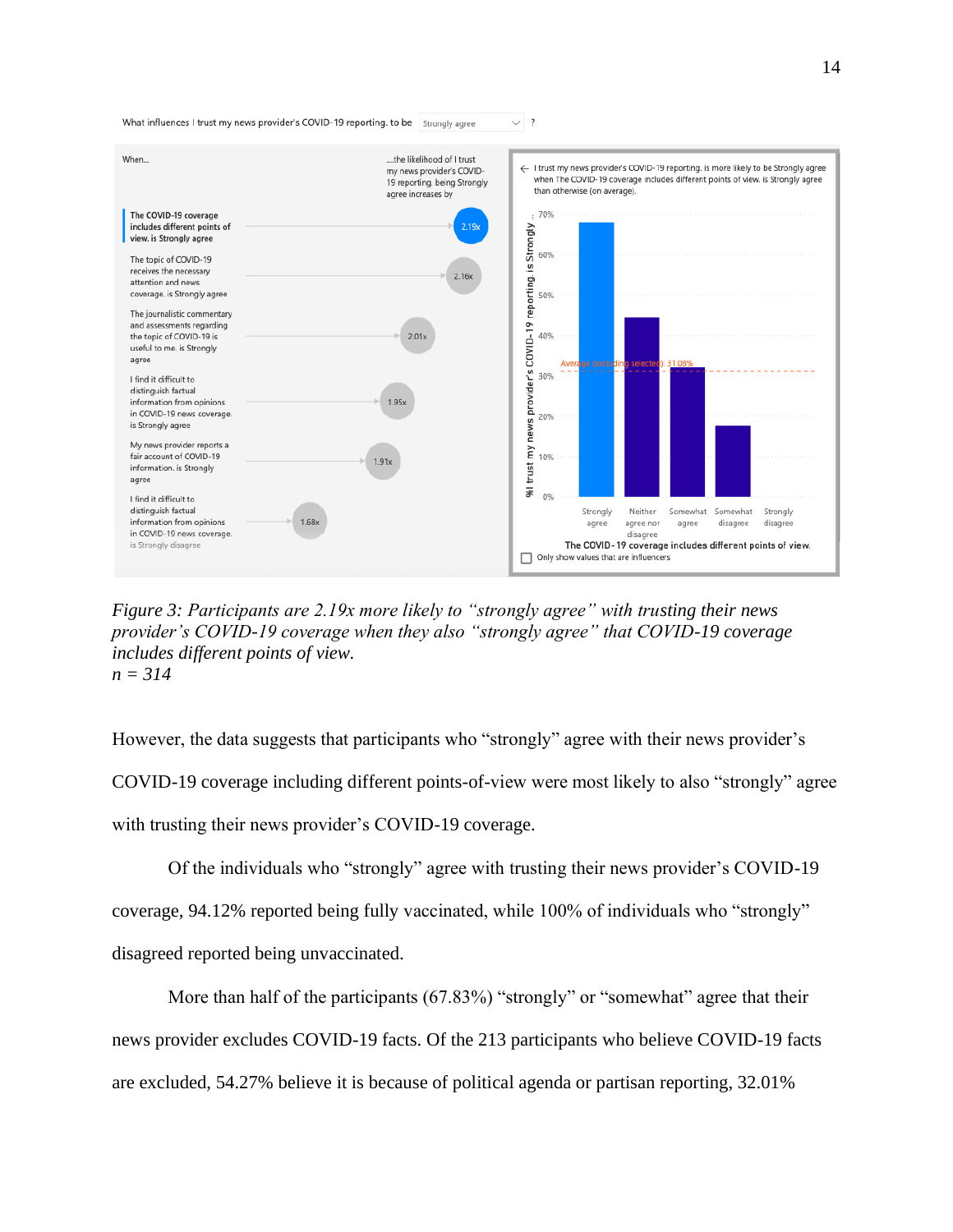*Figure 3: Participants are 2.19x more likely to "strongly agree" with trusting their news provider's COVID-19 coverage when they also "strongly agree" that COVID-19 coverage includes different points of view.*
*n = 314*

However, the data suggests that participants who "strongly" agree with their news provider's COVID-19 coverage including different points-of-view were most likely to also "strongly" agree with trusting their news provider's COVID-19 coverage.

Of the individuals who "strongly" agree with trusting their news provider's COVID-19 coverage, 94.12% reported being fully vaccinated, while 100% of individuals who "strongly" disagreed reported being unvaccinated.

More than half of the participants (67.83%) "strongly" or "somewhat" agree that their news provider excludes COVID-19 facts. Of the 213 participants who believe COVID-19 facts are excluded, 54.27% believe it is because of political agenda or partisan reporting, 32.01%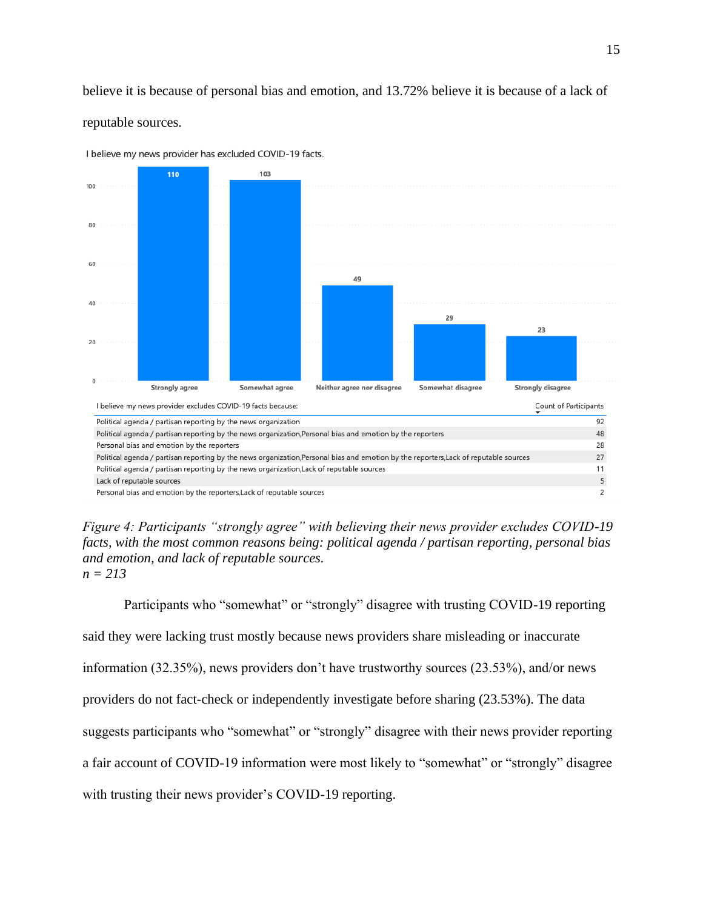believe it is because of personal bias and emotion, and 13.72% believe it is because of a lack of reputable sources.

I believe my news provider has excluded COVID-19 facts.

| Response | Count |
|---|---|
| Strongly agree | 110 |
| Somewhat agree | 103 |
| Neither agree nor disagree | 49 |
| Somewhat disagree | 29 |
| Strongly disagree | 23 |

| I believe my news provider excludes COVID-19 facts because: | Count of Participants |
|---|---|
| Political agenda / partisan reporting by the news organization | 92 |
| Political agenda / partisan reporting by the news organization,Personal bias and emotion by the reporters | 48 |
| Personal bias and emotion by the reporters | 28 |
| Political agenda / partisan reporting by the news organization,Personal bias and emotion by the reporters,Lack of reputable sources | 27 |
| Political agenda / partisan reporting by the news organization,Lack of reputable sources | 11 |
| Lack of reputable sources | 5 |
| Personal bias and emotion by the reporters,Lack of reputable sources | 2 |

*Figure 4: Participants "strongly agree" with believing their news provider excludes COVID-19 facts, with the most common reasons being: political agenda / partisan reporting, personal bias and emotion, and lack of reputable sources.*
*n = 213*

Participants who "somewhat" or "strongly" disagree with trusting COVID-19 reporting said they were lacking trust mostly because news providers share misleading or inaccurate information (32.35%), news providers don't have trustworthy sources (23.53%), and/or news providers do not fact-check or independently investigate before sharing (23.53%). The data suggests participants who "somewhat" or "strongly" disagree with their news provider reporting a fair account of COVID-19 information were most likely to "somewhat" or "strongly" disagree with trusting their news provider's COVID-19 reporting.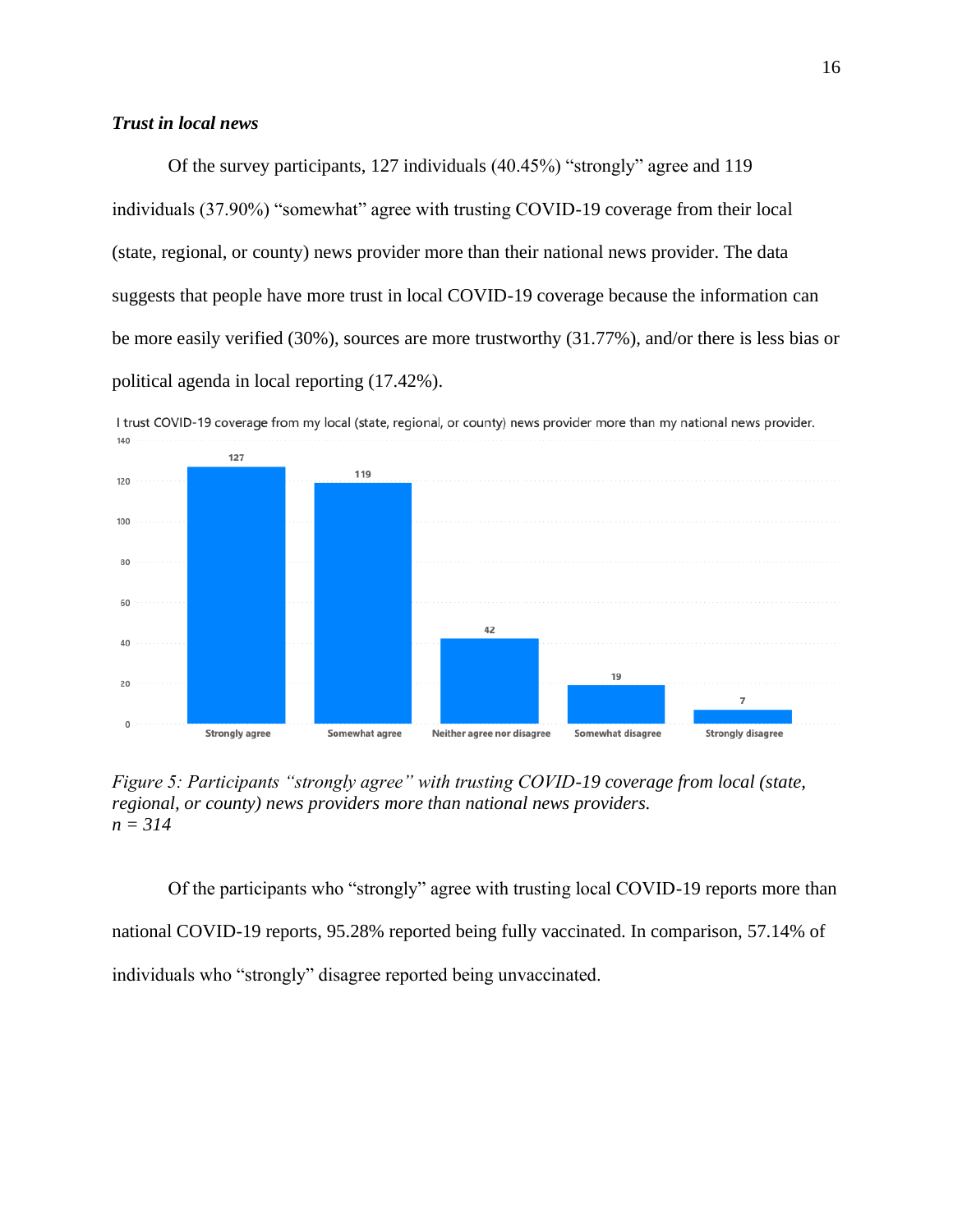### *Trust in local news*

Of the survey participants, 127 individuals (40.45%) "strongly" agree and 119 individuals (37.90%) "somewhat" agree with trusting COVID-19 coverage from their local (state, regional, or county) news provider more than their national news provider. The data suggests that people have more trust in local COVID-19 coverage because the information can be more easily verified (30%), sources are more trustworthy (31.77%), and/or there is less bias or political agenda in local reporting (17.42%).

I trust COVID-19 coverage from my local (state, regional, or county) news provider more than my national news provider.

| Response | Count |
|---|---|
| Strongly agree | 127 |
| Somewhat agree | 119 |
| Neither agree nor disagree | 42 |
| Somewhat disagree | 19 |
| Strongly disagree | 7 |

*Figure 5: Participants "strongly agree" with trusting COVID-19 coverage from local (state, regional, or county) news providers more than national news providers.*
*n = 314*

Of the participants who "strongly" agree with trusting local COVID-19 reports more than national COVID-19 reports, 95.28% reported being fully vaccinated. In comparison, 57.14% of individuals who "strongly" disagree reported being unvaccinated.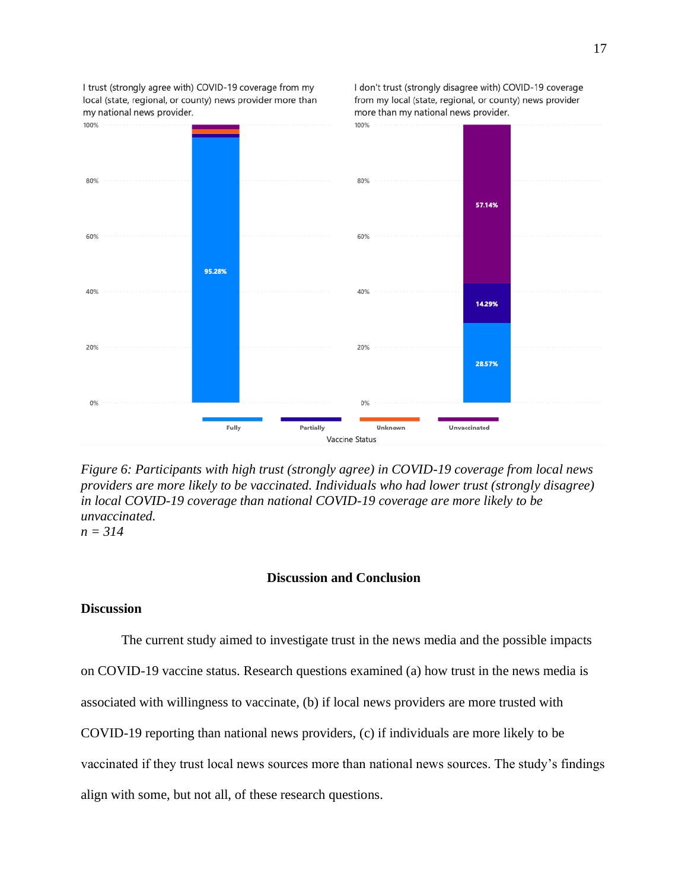I trust (strongly agree with) COVID-19 coverage from my local (state, regional, or county) news provider more than my national news provider.

I don't trust (strongly disagree with) COVID-19 coverage from my local (state, regional, or county) news provider more than my national news provider.

95.28%

57.14%

14.29%

28.57%

Fully · Partially · Unknown · Unvaccinated

Vaccine Status

*Figure 6: Participants with high trust (strongly agree) in COVID-19 coverage from local news providers are more likely to be vaccinated. Individuals who had lower trust (strongly disagree) in local COVID-19 coverage than national COVID-19 coverage are more likely to be unvaccinated.*
*n = 314*

## Discussion and Conclusion

### Discussion

The current study aimed to investigate trust in the news media and the possible impacts on COVID-19 vaccine status. Research questions examined (a) how trust in the news media is associated with willingness to vaccinate, (b) if local news providers are more trusted with COVID-19 reporting than national news providers, (c) if individuals are more likely to be vaccinated if they trust local news sources more than national news sources. The study's findings align with some, but not all, of these research questions.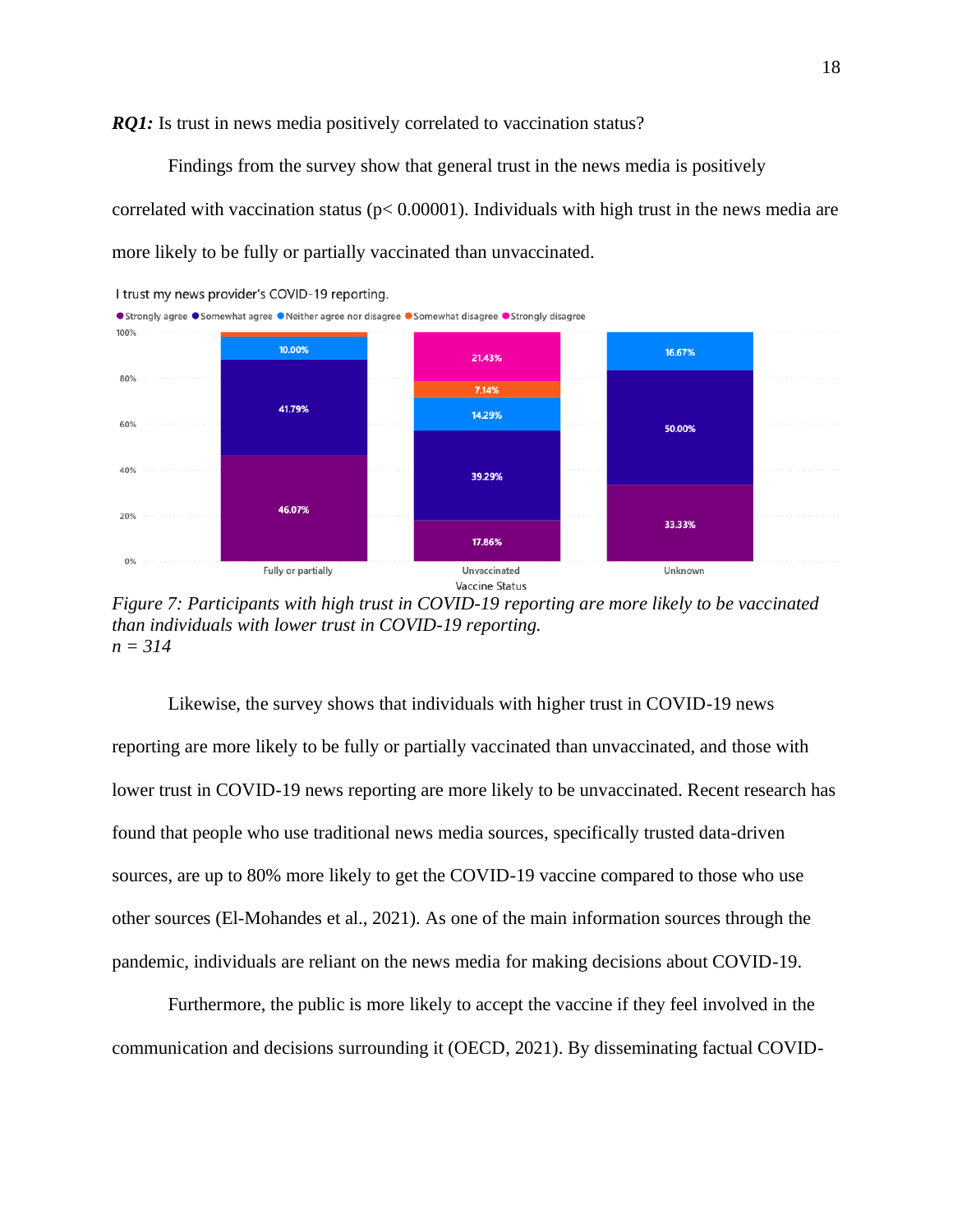***RQ1:*** Is trust in news media positively correlated to vaccination status?

Findings from the survey show that general trust in the news media is positively correlated with vaccination status ($p < 0.00001$). Individuals with high trust in the news media are more likely to be fully or partially vaccinated than unvaccinated.

I trust my news provider's COVID-19 reporting.

| Vaccine Status | Strongly agree | Somewhat agree | Neither agree nor disagree | Somewhat disagree | Strongly disagree |
|---|---|---|---|---|---|
| Fully or partially | 46.07% | 41.79% | 10.00% | | |
| Unvaccinated | 17.86% | 39.29% | 14.29% | 7.14% | 21.43% |
| Unknown | 33.33% | 50.00% | 16.67% | | |

*Figure 7: Participants with high trust in COVID-19 reporting are more likely to be vaccinated than individuals with lower trust in COVID-19 reporting.*
*n = 314*

Likewise, the survey shows that individuals with higher trust in COVID-19 news reporting are more likely to be fully or partially vaccinated than unvaccinated, and those with lower trust in COVID-19 news reporting are more likely to be unvaccinated. Recent research has found that people who use traditional news media sources, specifically trusted data-driven sources, are up to 80% more likely to get the COVID-19 vaccine compared to those who use other sources (El-Mohandes et al., 2021). As one of the main information sources through the pandemic, individuals are reliant on the news media for making decisions about COVID-19.

Furthermore, the public is more likely to accept the vaccine if they feel involved in the communication and decisions surrounding it (OECD, 2021). By disseminating factual COVID-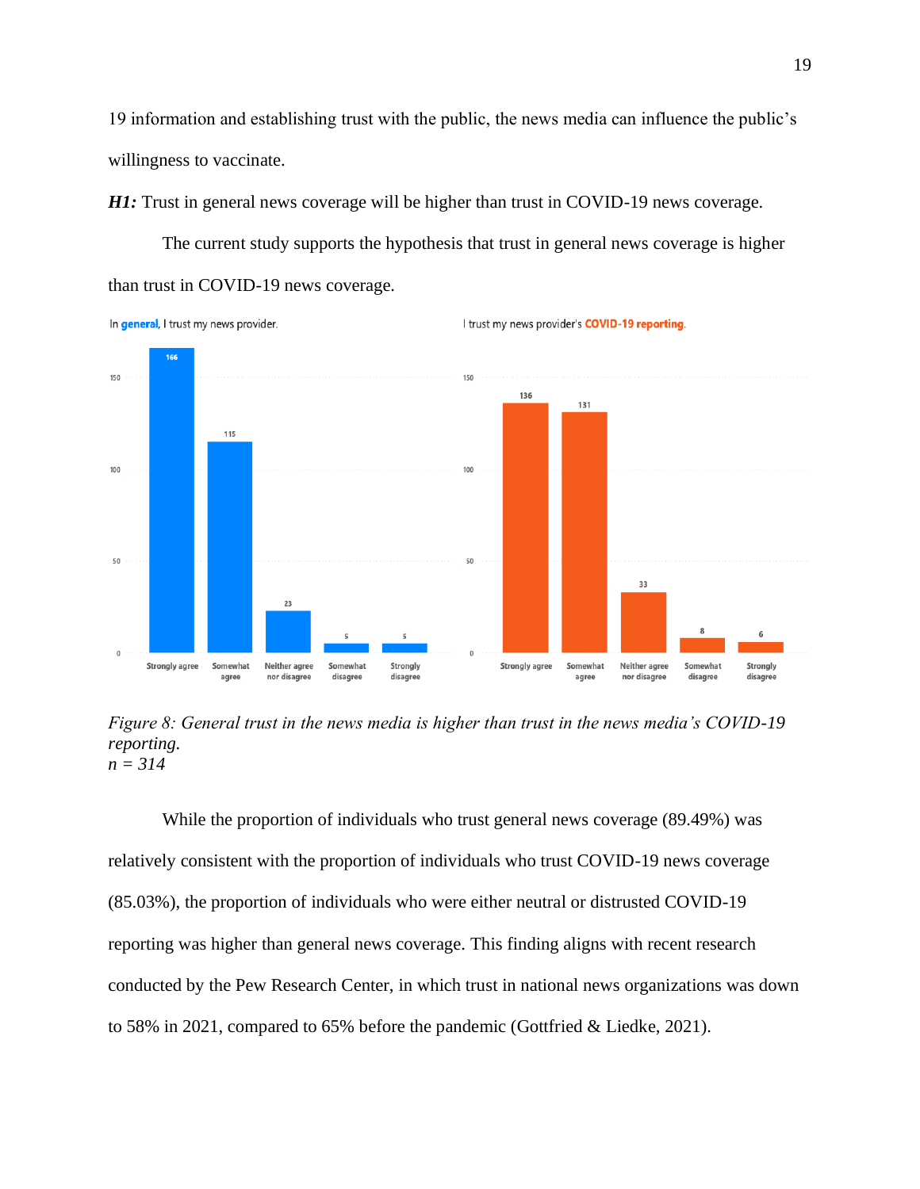19 information and establishing trust with the public, the news media can influence the public's willingness to vaccinate.

***H1:*** Trust in general news coverage will be higher than trust in COVID-19 news coverage.

The current study supports the hypothesis that trust in general news coverage is higher than trust in COVID-19 news coverage.

*Figure 8: General trust in the news media is higher than trust in the news media's COVID-19 reporting.*
*n = 314*

While the proportion of individuals who trust general news coverage (89.49%) was relatively consistent with the proportion of individuals who trust COVID-19 news coverage (85.03%), the proportion of individuals who were either neutral or distrusted COVID-19 reporting was higher than general news coverage. This finding aligns with recent research conducted by the Pew Research Center, in which trust in national news organizations was down to 58% in 2021, compared to 65% before the pandemic (Gottfried & Liedke, 2021).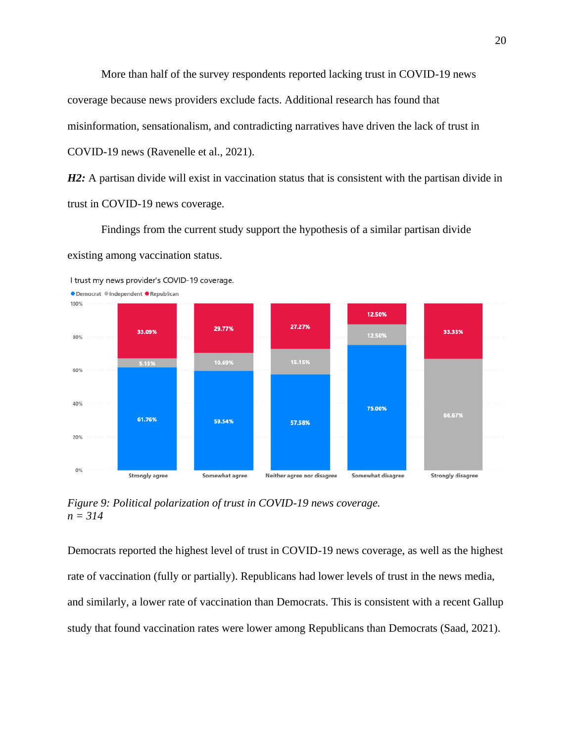More than half of the survey respondents reported lacking trust in COVID-19 news coverage because news providers exclude facts. Additional research has found that misinformation, sensationalism, and contradicting narratives have driven the lack of trust in COVID-19 news (Ravenelle et al., 2021).

***H2:*** A partisan divide will exist in vaccination status that is consistent with the partisan divide in trust in COVID-19 news coverage.

Findings from the current study support the hypothesis of a similar partisan divide existing among vaccination status.

I trust my news provider's COVID-19 coverage.

| | Democrat | Independent | Republican |
|---|---|---|---|
| Strongly agree | 61.76% | 5.15% | 33.09% |
| Somewhat agree | 59.54% | 10.69% | 29.77% |
| Neither agree nor disagree | 57.58% | 15.15% | 27.27% |
| Somewhat disagree | 75.00% | 12.50% | 12.50% |
| Strongly disagree | | 66.67% | 33.33% |

*Figure 9: Political polarization of trust in COVID-19 news coverage.*
*n = 314*

Democrats reported the highest level of trust in COVID-19 news coverage, as well as the highest rate of vaccination (fully or partially). Republicans had lower levels of trust in the news media, and similarly, a lower rate of vaccination than Democrats. This is consistent with a recent Gallup study that found vaccination rates were lower among Republicans than Democrats (Saad, 2021).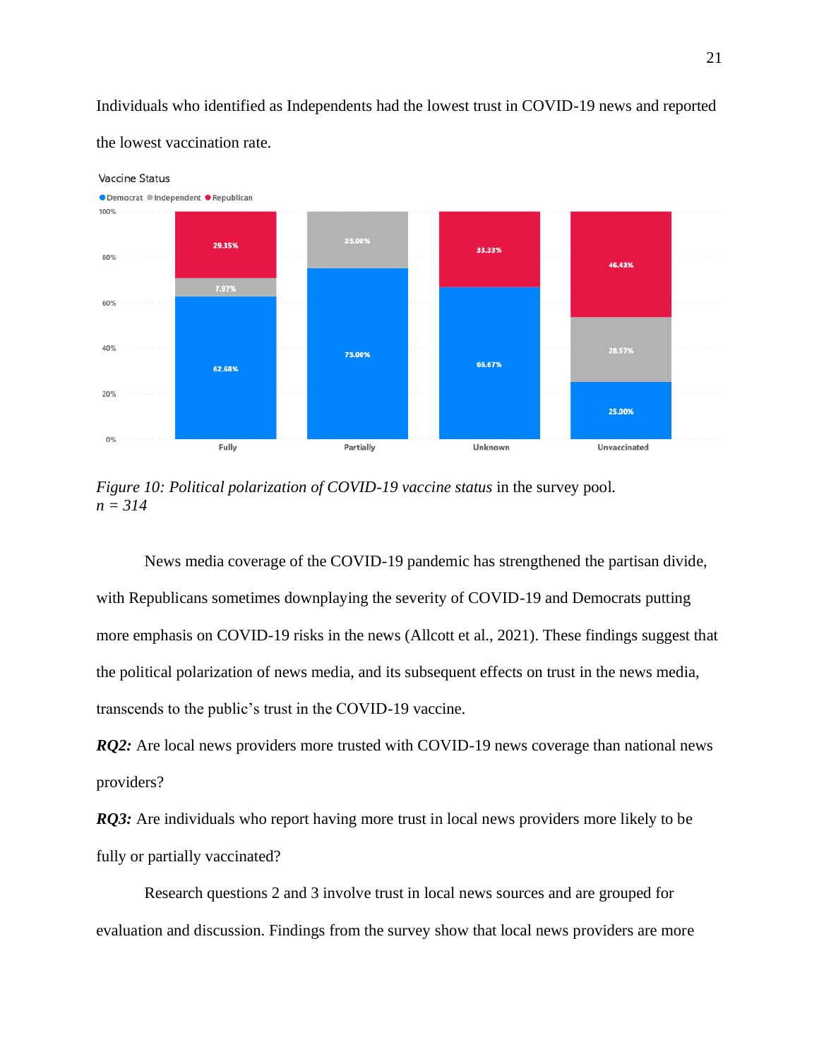Individuals who identified as Independents had the lowest trust in COVID-19 news and reported the lowest vaccination rate.

*Figure 10: Political polarization of COVID-19 vaccine status* in the survey pool.
*n = 314*

News media coverage of the COVID-19 pandemic has strengthened the partisan divide, with Republicans sometimes downplaying the severity of COVID-19 and Democrats putting more emphasis on COVID-19 risks in the news (Allcott et al., 2021). These findings suggest that the political polarization of news media, and its subsequent effects on trust in the news media, transcends to the public's trust in the COVID-19 vaccine.

***RQ2:*** Are local news providers more trusted with COVID-19 news coverage than national news providers?

***RQ3:*** Are individuals who report having more trust in local news providers more likely to be fully or partially vaccinated?

Research questions 2 and 3 involve trust in local news sources and are grouped for evaluation and discussion. Findings from the survey show that local news providers are more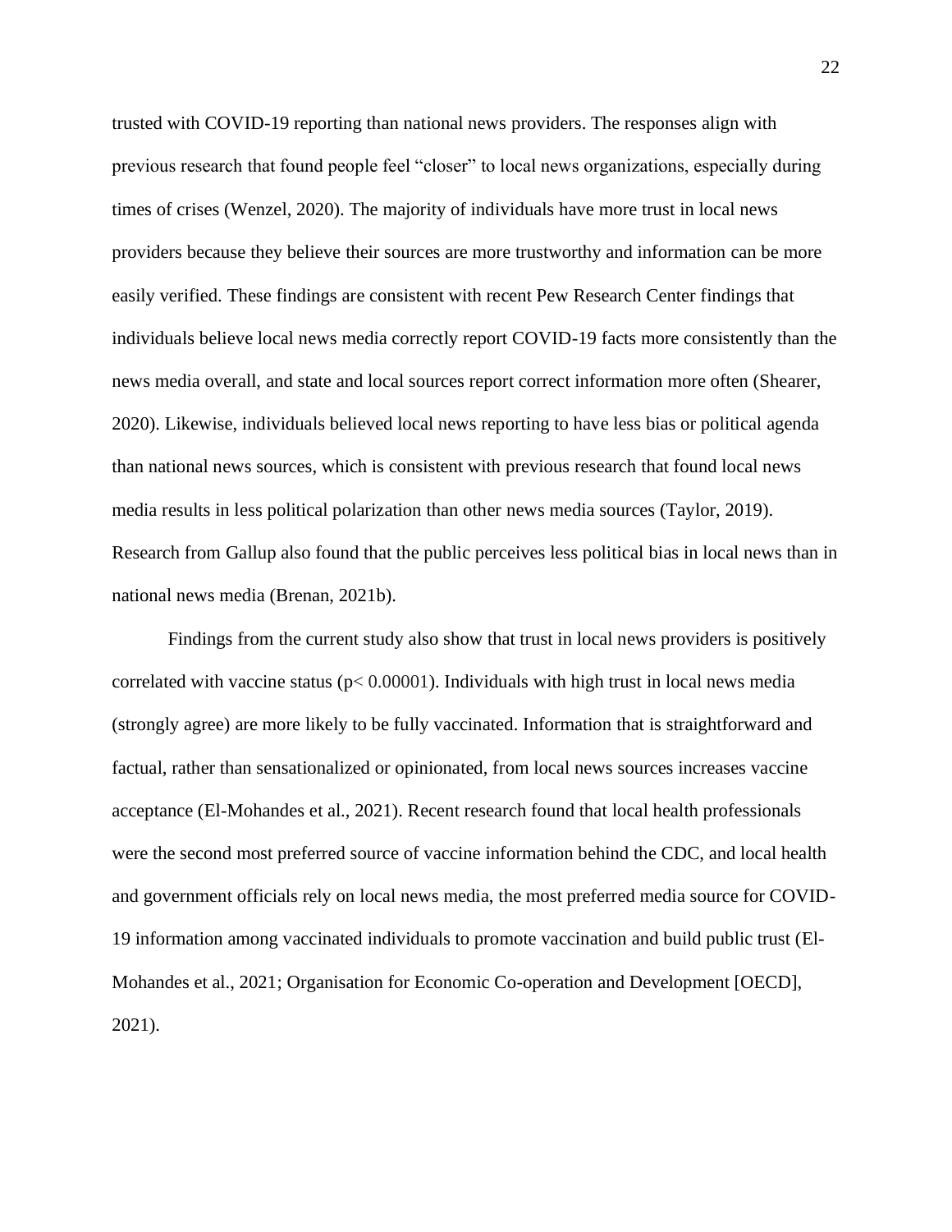trusted with COVID-19 reporting than national news providers. The responses align with previous research that found people feel "closer" to local news organizations, especially during times of crises (Wenzel, 2020). The majority of individuals have more trust in local news providers because they believe their sources are more trustworthy and information can be more easily verified. These findings are consistent with recent Pew Research Center findings that individuals believe local news media correctly report COVID-19 facts more consistently than the news media overall, and state and local sources report correct information more often (Shearer, 2020). Likewise, individuals believed local news reporting to have less bias or political agenda than national news sources, which is consistent with previous research that found local news media results in less political polarization than other news media sources (Taylor, 2019). Research from Gallup also found that the public perceives less political bias in local news than in national news media (Brenan, 2021b).

Findings from the current study also show that trust in local news providers is positively correlated with vaccine status ($p < 0.00001$). Individuals with high trust in local news media (strongly agree) are more likely to be fully vaccinated. Information that is straightforward and factual, rather than sensationalized or opinionated, from local news sources increases vaccine acceptance (El-Mohandes et al., 2021). Recent research found that local health professionals were the second most preferred source of vaccine information behind the CDC, and local health and government officials rely on local news media, the most preferred media source for COVID-19 information among vaccinated individuals to promote vaccination and build public trust (El-Mohandes et al., 2021; Organisation for Economic Co-operation and Development [OECD], 2021).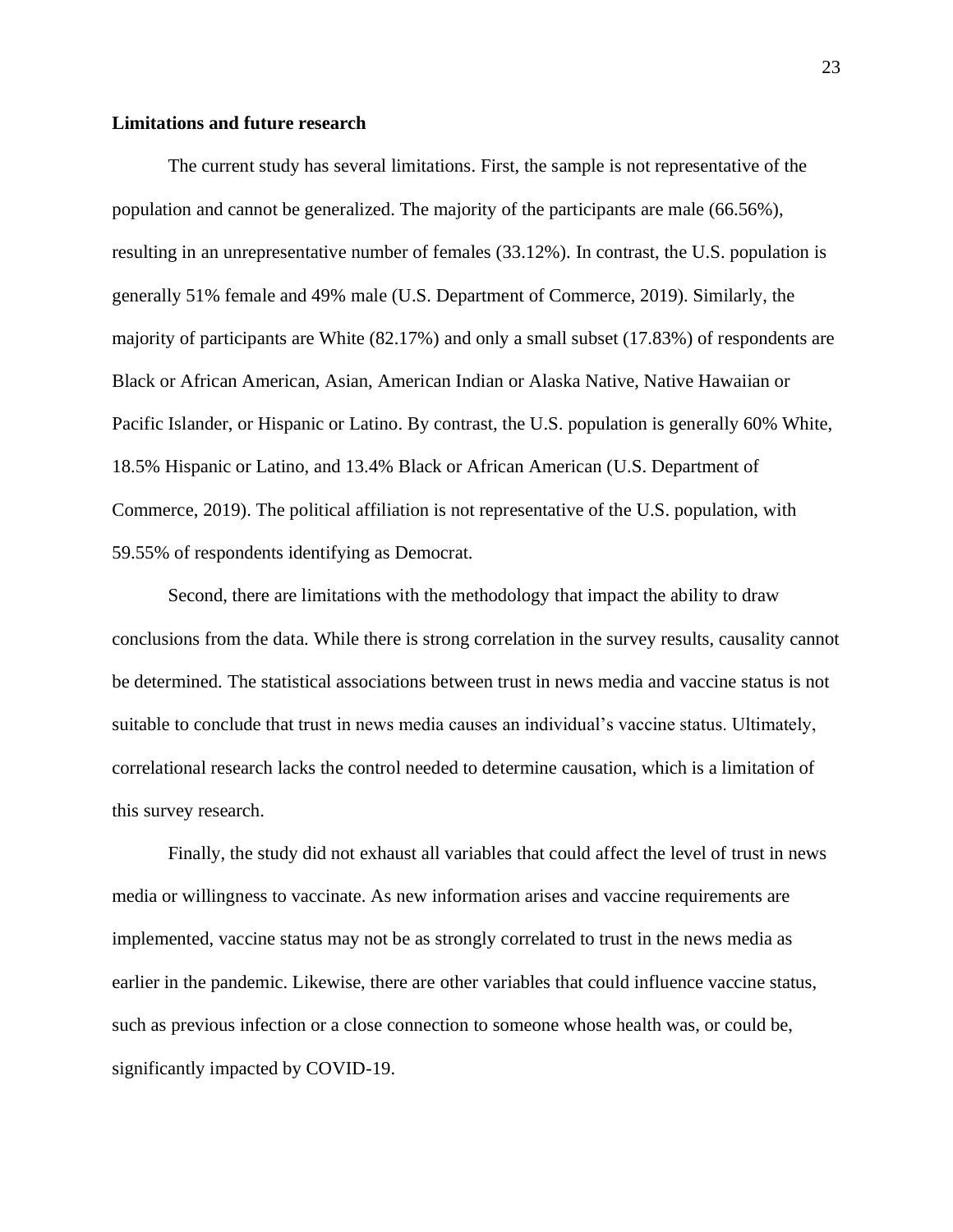**Limitations and future research**

The current study has several limitations. First, the sample is not representative of the population and cannot be generalized. The majority of the participants are male (66.56%), resulting in an unrepresentative number of females (33.12%). In contrast, the U.S. population is generally 51% female and 49% male (U.S. Department of Commerce, 2019). Similarly, the majority of participants are White (82.17%) and only a small subset (17.83%) of respondents are Black or African American, Asian, American Indian or Alaska Native, Native Hawaiian or Pacific Islander, or Hispanic or Latino. By contrast, the U.S. population is generally 60% White, 18.5% Hispanic or Latino, and 13.4% Black or African American (U.S. Department of Commerce, 2019). The political affiliation is not representative of the U.S. population, with 59.55% of respondents identifying as Democrat.

Second, there are limitations with the methodology that impact the ability to draw conclusions from the data. While there is strong correlation in the survey results, causality cannot be determined. The statistical associations between trust in news media and vaccine status is not suitable to conclude that trust in news media causes an individual's vaccine status. Ultimately, correlational research lacks the control needed to determine causation, which is a limitation of this survey research.

Finally, the study did not exhaust all variables that could affect the level of trust in news media or willingness to vaccinate. As new information arises and vaccine requirements are implemented, vaccine status may not be as strongly correlated to trust in the news media as earlier in the pandemic. Likewise, there are other variables that could influence vaccine status, such as previous infection or a close connection to someone whose health was, or could be, significantly impacted by COVID-19.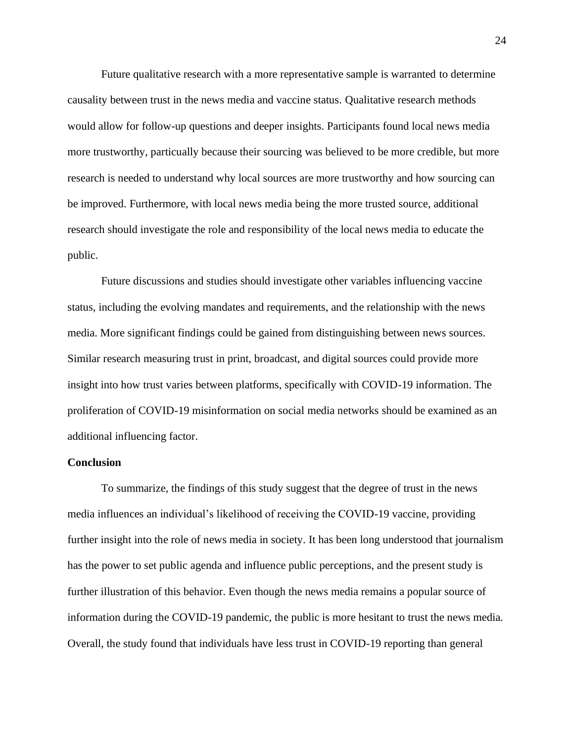Future qualitative research with a more representative sample is warranted to determine causality between trust in the news media and vaccine status. Qualitative research methods would allow for follow-up questions and deeper insights. Participants found local news media more trustworthy, particually because their sourcing was believed to be more credible, but more research is needed to understand why local sources are more trustworthy and how sourcing can be improved. Furthermore, with local news media being the more trusted source, additional research should investigate the role and responsibility of the local news media to educate the public.

Future discussions and studies should investigate other variables influencing vaccine status, including the evolving mandates and requirements, and the relationship with the news media. More significant findings could be gained from distinguishing between news sources. Similar research measuring trust in print, broadcast, and digital sources could provide more insight into how trust varies between platforms, specifically with COVID-19 information. The proliferation of COVID-19 misinformation on social media networks should be examined as an additional influencing factor.

**Conclusion**

To summarize, the findings of this study suggest that the degree of trust in the news media influences an individual's likelihood of receiving the COVID-19 vaccine, providing further insight into the role of news media in society. It has been long understood that journalism has the power to set public agenda and influence public perceptions, and the present study is further illustration of this behavior. Even though the news media remains a popular source of information during the COVID-19 pandemic, the public is more hesitant to trust the news media. Overall, the study found that individuals have less trust in COVID-19 reporting than general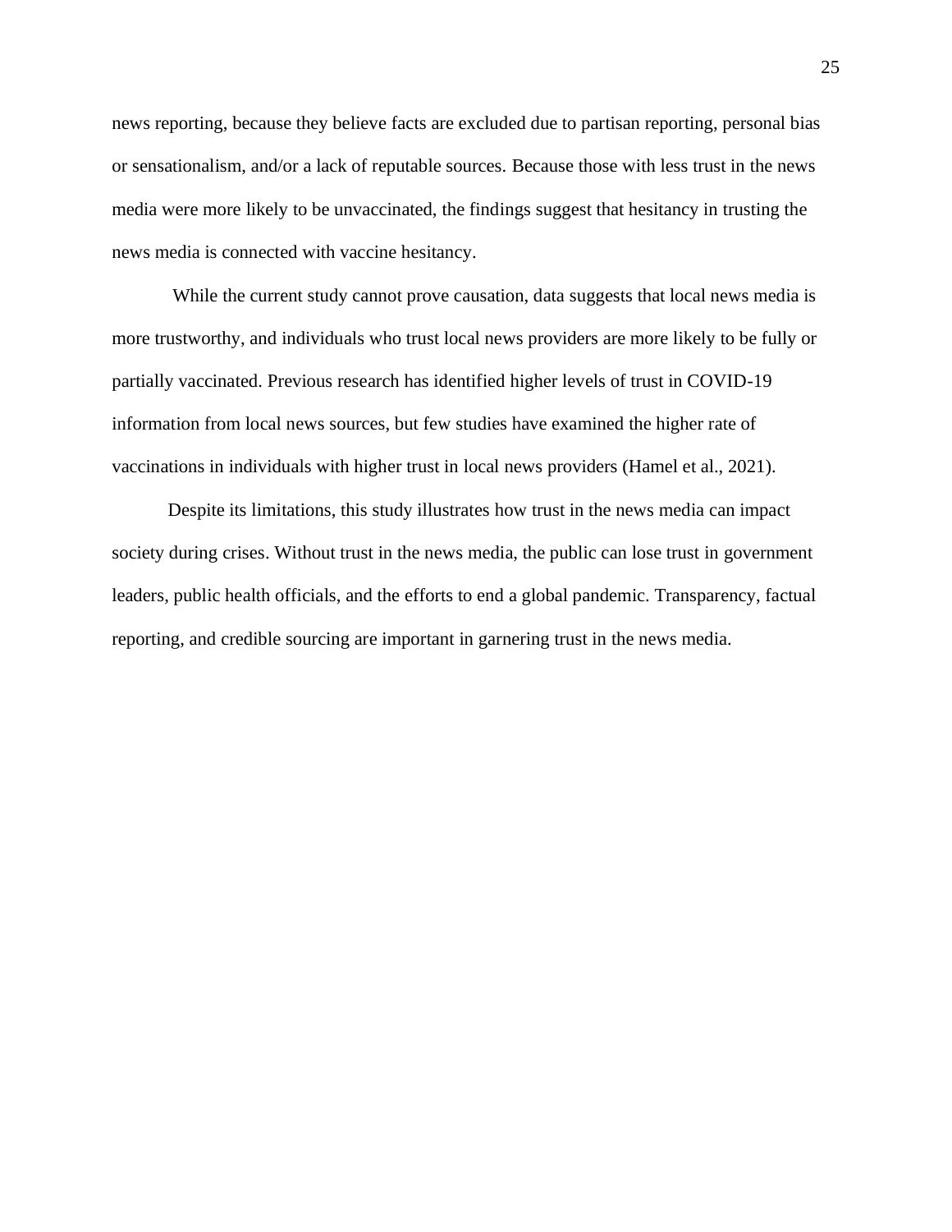news reporting, because they believe facts are excluded due to partisan reporting, personal bias or sensationalism, and/or a lack of reputable sources. Because those with less trust in the news media were more likely to be unvaccinated, the findings suggest that hesitancy in trusting the news media is connected with vaccine hesitancy.

While the current study cannot prove causation, data suggests that local news media is more trustworthy, and individuals who trust local news providers are more likely to be fully or partially vaccinated. Previous research has identified higher levels of trust in COVID-19 information from local news sources, but few studies have examined the higher rate of vaccinations in individuals with higher trust in local news providers (Hamel et al., 2021).

Despite its limitations, this study illustrates how trust in the news media can impact society during crises. Without trust in the news media, the public can lose trust in government leaders, public health officials, and the efforts to end a global pandemic. Transparency, factual reporting, and credible sourcing are important in garnering trust in the news media.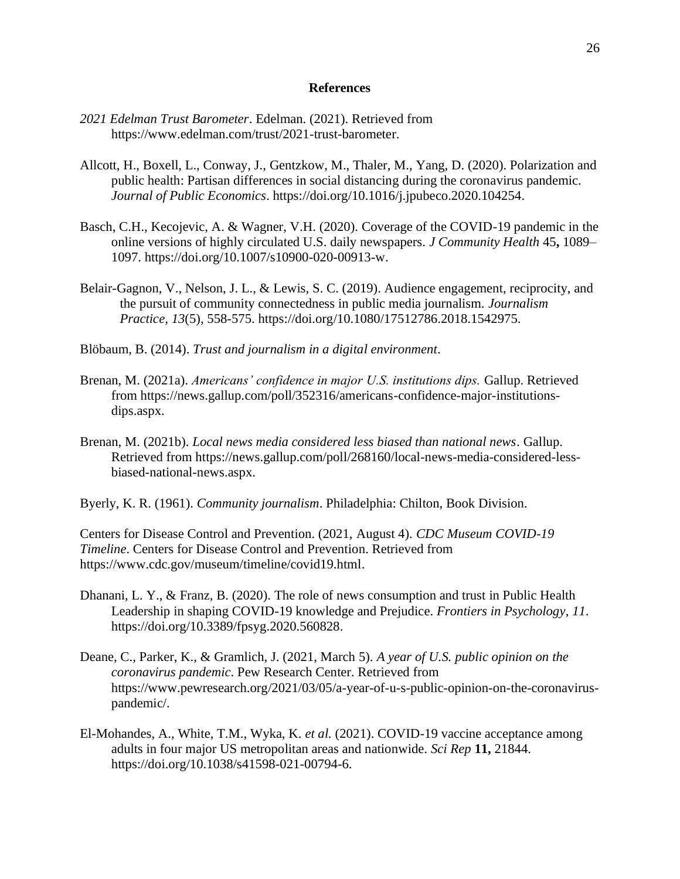# References

*2021 Edelman Trust Barometer*. Edelman. (2021). Retrieved from https://www.edelman.com/trust/2021-trust-barometer.

Allcott, H., Boxell, L., Conway, J., Gentzkow, M., Thaler, M., Yang, D. (2020). Polarization and public health: Partisan differences in social distancing during the coronavirus pandemic. *Journal of Public Economics*. https://doi.org/10.1016/j.jpubeco.2020.104254.

Basch, C.H., Kecojevic, A. & Wagner, V.H. (2020). Coverage of the COVID-19 pandemic in the online versions of highly circulated U.S. daily newspapers. *J Community Health* 45**,** 1089–1097. https://doi.org/10.1007/s10900-020-00913-w.

Belair-Gagnon, V., Nelson, J. L., & Lewis, S. C. (2019). Audience engagement, reciprocity, and the pursuit of community connectedness in public media journalism. *Journalism Practice, 13*(5), 558-575. https://doi.org/10.1080/17512786.2018.1542975.

Blöbaum, B. (2014). *Trust and journalism in a digital environment*.

Brenan, M. (2021a). *Americans' confidence in major U.S. institutions dips.* Gallup. Retrieved from https://news.gallup.com/poll/352316/americans-confidence-major-institutions-dips.aspx.

Brenan, M. (2021b). *Local news media considered less biased than national news*. Gallup. Retrieved from https://news.gallup.com/poll/268160/local-news-media-considered-less-biased-national-news.aspx.

Byerly, K. R. (1961). *Community journalism*. Philadelphia: Chilton, Book Division.

Centers for Disease Control and Prevention. (2021, August 4). *CDC Museum COVID-19 Timeline*. Centers for Disease Control and Prevention. Retrieved from https://www.cdc.gov/museum/timeline/covid19.html.

Dhanani, L. Y., & Franz, B. (2020). The role of news consumption and trust in Public Health Leadership in shaping COVID-19 knowledge and Prejudice. *Frontiers in Psychology*, *11*. https://doi.org/10.3389/fpsyg.2020.560828.

Deane, C., Parker, K., & Gramlich, J. (2021, March 5). *A year of U.S. public opinion on the coronavirus pandemic*. Pew Research Center. Retrieved from https://www.pewresearch.org/2021/03/05/a-year-of-u-s-public-opinion-on-the-coronavirus-pandemic/.

El-Mohandes, A., White, T.M., Wyka, K. *et al.* (2021). COVID-19 vaccine acceptance among adults in four major US metropolitan areas and nationwide. *Sci Rep* **11,** 21844. https://doi.org/10.1038/s41598-021-00794-6.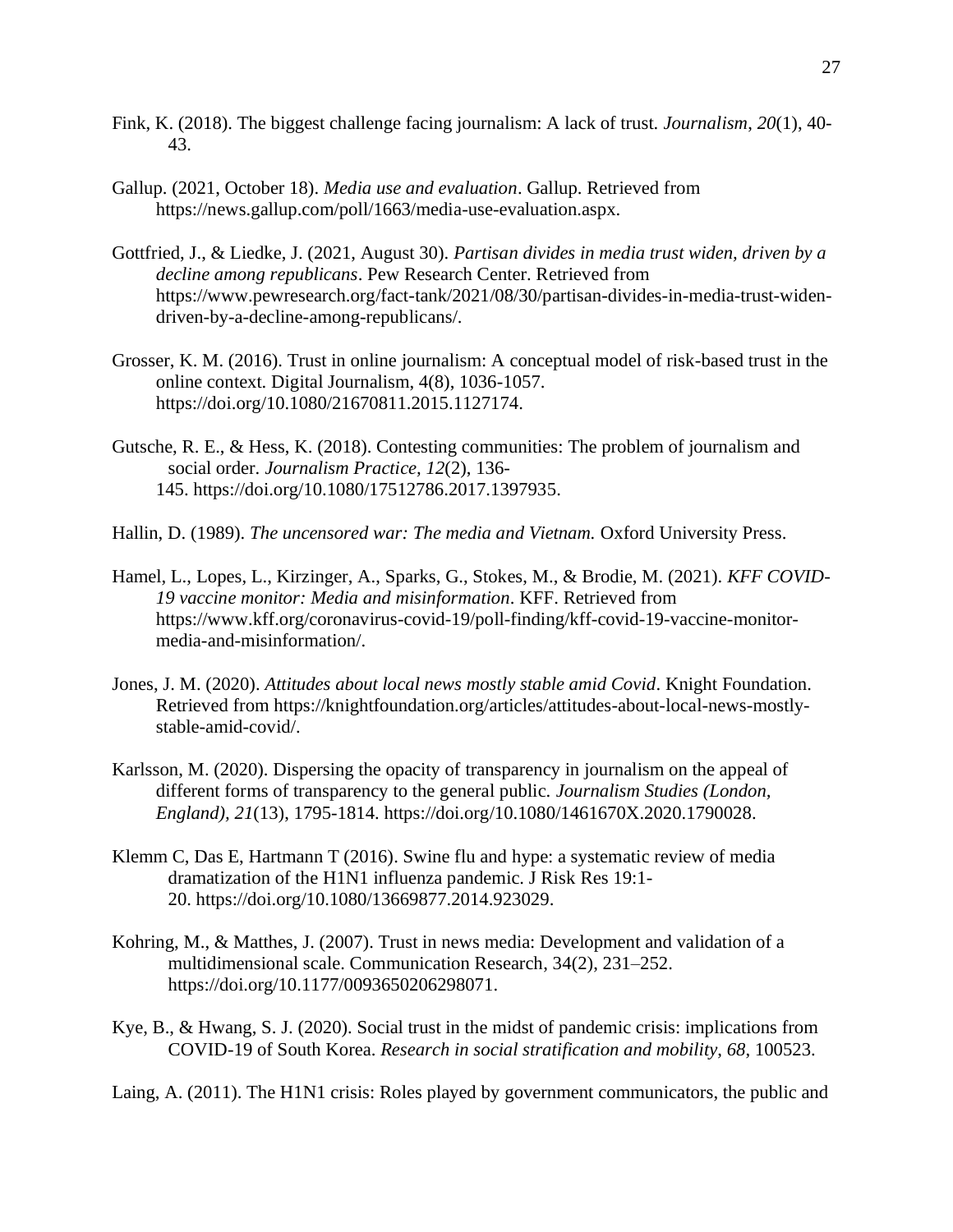Fink, K. (2018). The biggest challenge facing journalism: A lack of trust. *Journalism*, *20*(1), 40-43.

Gallup. (2021, October 18). *Media use and evaluation*. Gallup. Retrieved from https://news.gallup.com/poll/1663/media-use-evaluation.aspx.

Gottfried, J., & Liedke, J. (2021, August 30). *Partisan divides in media trust widen, driven by a decline among republicans*. Pew Research Center. Retrieved from https://www.pewresearch.org/fact-tank/2021/08/30/partisan-divides-in-media-trust-widen-driven-by-a-decline-among-republicans/.

Grosser, K. M. (2016). Trust in online journalism: A conceptual model of risk-based trust in the online context. Digital Journalism, 4(8), 1036-1057. https://doi.org/10.1080/21670811.2015.1127174.

Gutsche, R. E., & Hess, K. (2018). Contesting communities: The problem of journalism and social order. *Journalism Practice, 12*(2), 136-145. https://doi.org/10.1080/17512786.2017.1397935.

Hallin, D. (1989). *The uncensored war: The media and Vietnam.* Oxford University Press.

Hamel, L., Lopes, L., Kirzinger, A., Sparks, G., Stokes, M., & Brodie, M. (2021). *KFF COVID-19 vaccine monitor: Media and misinformation*. KFF. Retrieved from https://www.kff.org/coronavirus-covid-19/poll-finding/kff-covid-19-vaccine-monitor-media-and-misinformation/.

Jones, J. M. (2020). *Attitudes about local news mostly stable amid Covid*. Knight Foundation. Retrieved from https://knightfoundation.org/articles/attitudes-about-local-news-mostly-stable-amid-covid/.

Karlsson, M. (2020). Dispersing the opacity of transparency in journalism on the appeal of different forms of transparency to the general public. *Journalism Studies (London, England), 21*(13), 1795-1814. https://doi.org/10.1080/1461670X.2020.1790028.

Klemm C, Das E, Hartmann T (2016). Swine flu and hype: a systematic review of media dramatization of the H1N1 influenza pandemic. J Risk Res 19:1-20. https://doi.org/10.1080/13669877.2014.923029.

Kohring, M., & Matthes, J. (2007). Trust in news media: Development and validation of a multidimensional scale. Communication Research, 34(2), 231–252. https://doi.org/10.1177/0093650206298071.

Kye, B., & Hwang, S. J. (2020). Social trust in the midst of pandemic crisis: implications from COVID-19 of South Korea. *Research in social stratification and mobility*, *68*, 100523.

Laing, A. (2011). The H1N1 crisis: Roles played by government communicators, the public and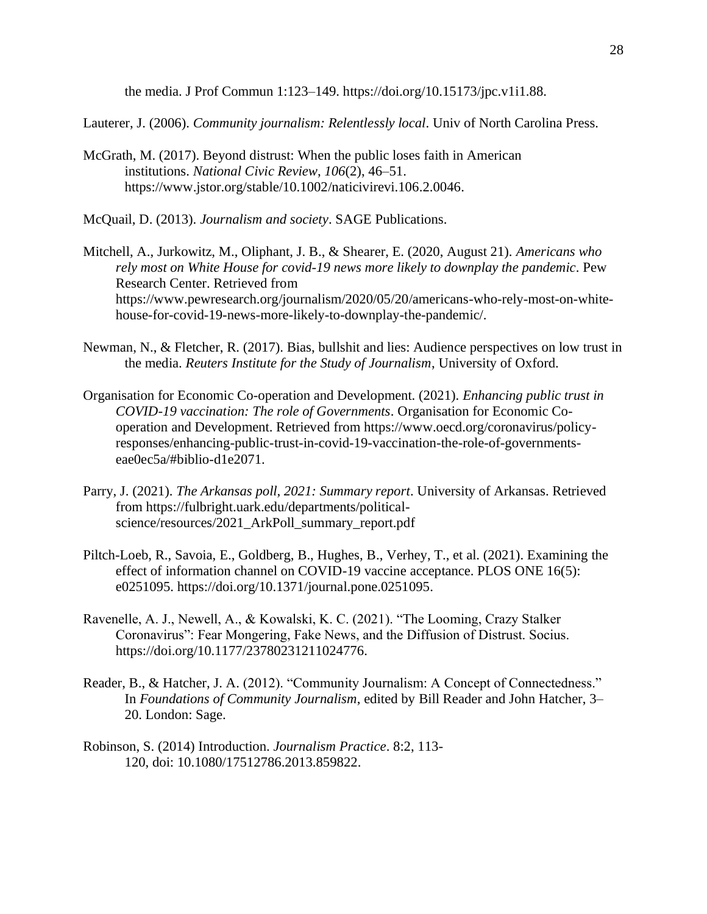the media. J Prof Commun 1:123–149. https://doi.org/10.15173/jpc.v1i1.88.

Lauterer, J. (2006). *Community journalism: Relentlessly local*. Univ of North Carolina Press.

McGrath, M. (2017). Beyond distrust: When the public loses faith in American institutions. *National Civic Review*, *106*(2), 46–51. https://www.jstor.org/stable/10.1002/naticivirevi.106.2.0046.

McQuail, D. (2013). *Journalism and society*. SAGE Publications.

Mitchell, A., Jurkowitz, M., Oliphant, J. B., & Shearer, E. (2020, August 21). *Americans who rely most on White House for covid-19 news more likely to downplay the pandemic*. Pew Research Center. Retrieved from https://www.pewresearch.org/journalism/2020/05/20/americans-who-rely-most-on-white-house-for-covid-19-news-more-likely-to-downplay-the-pandemic/.

Newman, N., & Fletcher, R. (2017). Bias, bullshit and lies: Audience perspectives on low trust in the media. *Reuters Institute for the Study of Journalism*, University of Oxford.

Organisation for Economic Co-operation and Development. (2021). *Enhancing public trust in COVID-19 vaccination: The role of Governments*. Organisation for Economic Co-operation and Development. Retrieved from https://www.oecd.org/coronavirus/policy-responses/enhancing-public-trust-in-covid-19-vaccination-the-role-of-governments-eae0ec5a/#biblio-d1e2071.

Parry, J. (2021). *The Arkansas poll, 2021: Summary report*. University of Arkansas. Retrieved from https://fulbright.uark.edu/departments/political-science/resources/2021_ArkPoll_summary_report.pdf

Piltch-Loeb, R., Savoia, E., Goldberg, B., Hughes, B., Verhey, T., et al. (2021). Examining the effect of information channel on COVID-19 vaccine acceptance. PLOS ONE 16(5): e0251095. https://doi.org/10.1371/journal.pone.0251095.

Ravenelle, A. J., Newell, A., & Kowalski, K. C. (2021). "The Looming, Crazy Stalker Coronavirus": Fear Mongering, Fake News, and the Diffusion of Distrust. Socius. https://doi.org/10.1177/23780231211024776.

Reader, B., & Hatcher, J. A. (2012). "Community Journalism: A Concept of Connectedness." In *Foundations of Community Journalism*, edited by Bill Reader and John Hatcher, 3–20. London: Sage.

Robinson, S. (2014) Introduction. *Journalism Practice*. 8:2, 113-120, doi: 10.1080/17512786.2013.859822.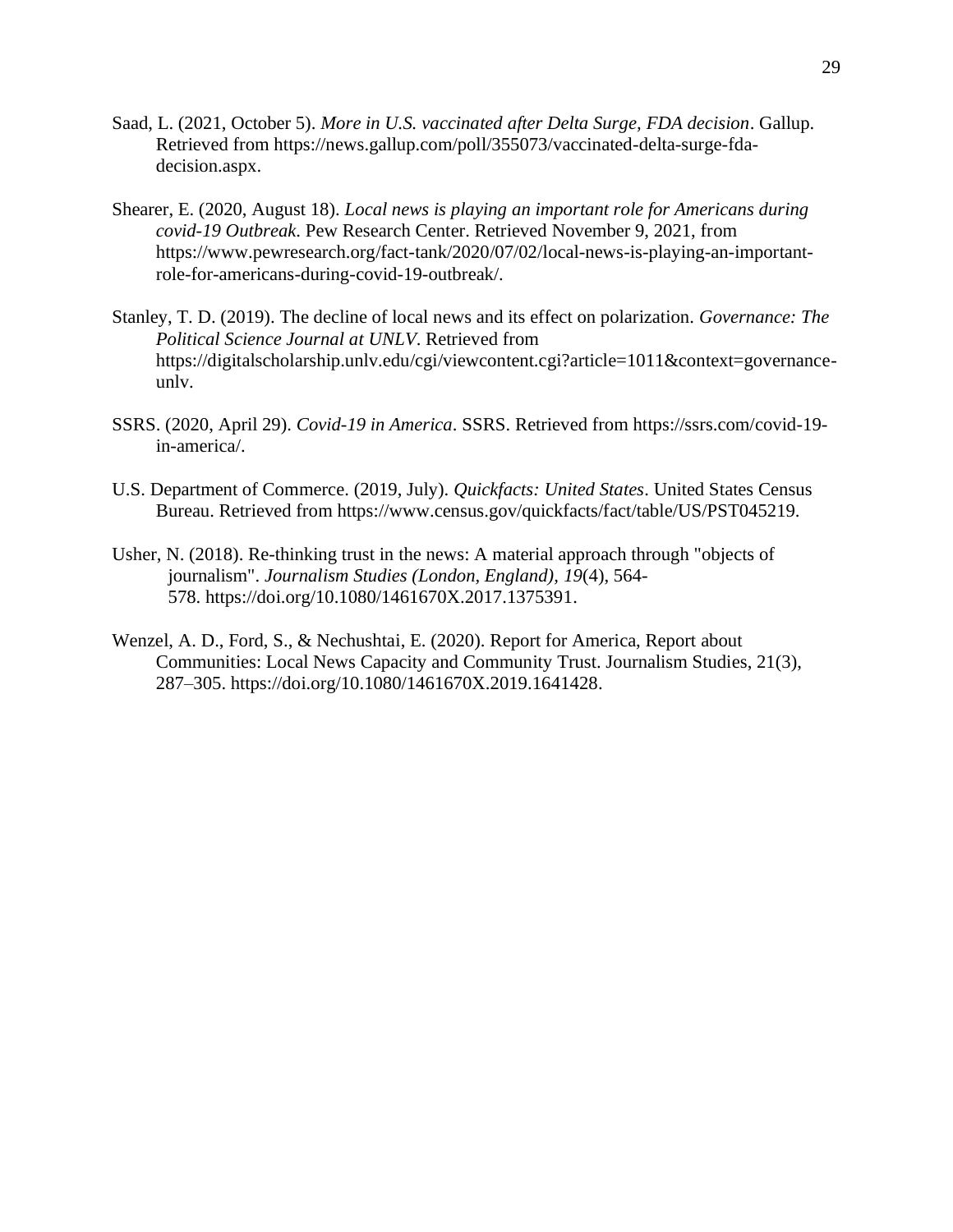Saad, L. (2021, October 5). *More in U.S. vaccinated after Delta Surge, FDA decision*. Gallup. Retrieved from https://news.gallup.com/poll/355073/vaccinated-delta-surge-fda-decision.aspx.

Shearer, E. (2020, August 18). *Local news is playing an important role for Americans during covid-19 Outbreak*. Pew Research Center. Retrieved November 9, 2021, from https://www.pewresearch.org/fact-tank/2020/07/02/local-news-is-playing-an-important-role-for-americans-during-covid-19-outbreak/.

Stanley, T. D. (2019). The decline of local news and its effect on polarization. *Governance: The Political Science Journal at UNLV*. Retrieved from https://digitalscholarship.unlv.edu/cgi/viewcontent.cgi?article=1011&context=governance-unlv.

SSRS. (2020, April 29). *Covid-19 in America*. SSRS. Retrieved from https://ssrs.com/covid-19-in-america/.

U.S. Department of Commerce. (2019, July). *Quickfacts: United States*. United States Census Bureau. Retrieved from https://www.census.gov/quickfacts/fact/table/US/PST045219.

Usher, N. (2018). Re-thinking trust in the news: A material approach through "objects of journalism". *Journalism Studies (London, England), 19*(4), 564-578. https://doi.org/10.1080/1461670X.2017.1375391.

Wenzel, A. D., Ford, S., & Nechushtai, E. (2020). Report for America, Report about Communities: Local News Capacity and Community Trust. Journalism Studies, 21(3), 287–305. https://doi.org/10.1080/1461670X.2019.1641428.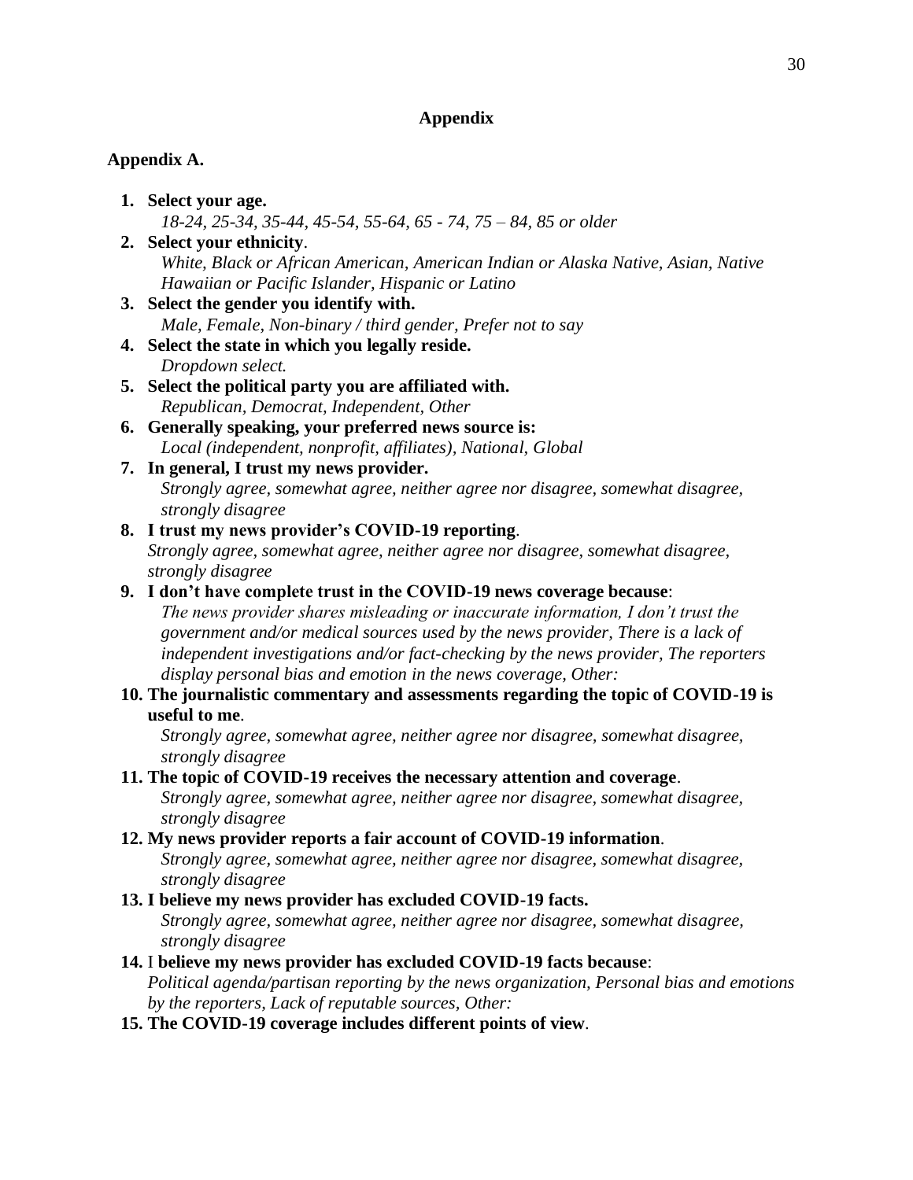# Appendix

## Appendix A.

1. **Select your age.**
   *18-24, 25-34, 35-44, 45-54, 55-64, 65 - 74, 75 – 84, 85 or older*
2. **Select your ethnicity**.
   *White, Black or African American, American Indian or Alaska Native, Asian, Native Hawaiian or Pacific Islander, Hispanic or Latino*
3. **Select the gender you identify with.**
   *Male, Female, Non-binary / third gender, Prefer not to say*
4. **Select the state in which you legally reside.**
   *Dropdown select.*
5. **Select the political party you are affiliated with.**
   *Republican, Democrat, Independent, Other*
6. **Generally speaking, your preferred news source is:**
   *Local (independent, nonprofit, affiliates), National, Global*
7. **In general, I trust my news provider.**
   *Strongly agree, somewhat agree, neither agree nor disagree, somewhat disagree, strongly disagree*
8. **I trust my news provider's COVID-19 reporting**.
   *Strongly agree, somewhat agree, neither agree nor disagree, somewhat disagree, strongly disagree*
9. **I don't have complete trust in the COVID-19 news coverage because**:
   *The news provider shares misleading or inaccurate information, I don't trust the government and/or medical sources used by the news provider, There is a lack of independent investigations and/or fact-checking by the news provider, The reporters display personal bias and emotion in the news coverage, Other:*
10. **The journalistic commentary and assessments regarding the topic of COVID-19 is useful to me**.
    *Strongly agree, somewhat agree, neither agree nor disagree, somewhat disagree, strongly disagree*
11. **The topic of COVID-19 receives the necessary attention and coverage**.
    *Strongly agree, somewhat agree, neither agree nor disagree, somewhat disagree, strongly disagree*
12. **My news provider reports a fair account of COVID-19 information**.
    *Strongly agree, somewhat agree, neither agree nor disagree, somewhat disagree, strongly disagree*
13. **I believe my news provider has excluded COVID-19 facts.**
    *Strongly agree, somewhat agree, neither agree nor disagree, somewhat disagree, strongly disagree*
14. I **believe my news provider has excluded COVID-19 facts because**:
    *Political agenda/partisan reporting by the news organization, Personal bias and emotions by the reporters, Lack of reputable sources, Other:*
15. **The COVID-19 coverage includes different points of view**.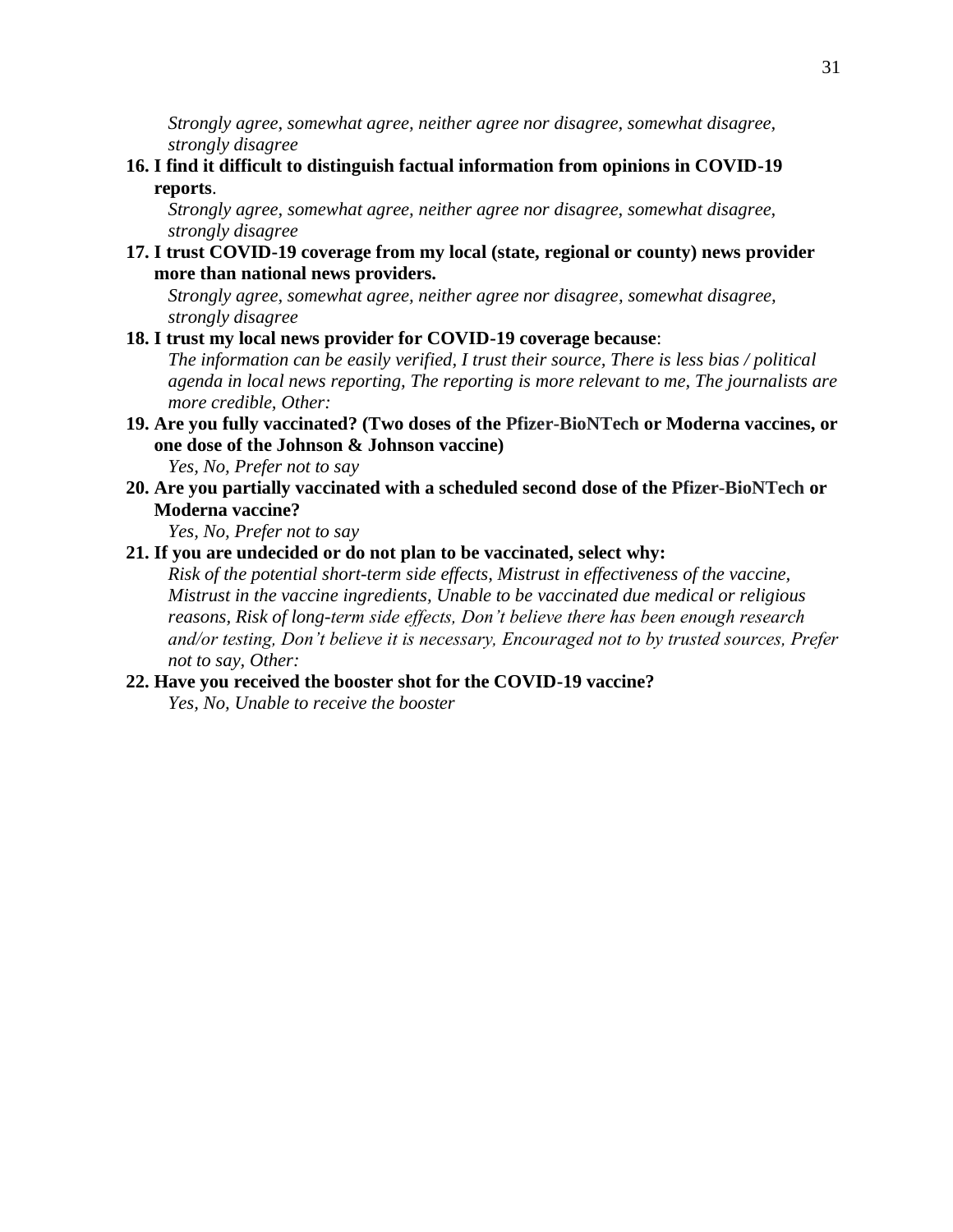*Strongly agree, somewhat agree, neither agree nor disagree, somewhat disagree, strongly disagree*

16. **I find it difficult to distinguish factual information from opinions in COVID-19 reports**.
    *Strongly agree, somewhat agree, neither agree nor disagree, somewhat disagree, strongly disagree*
17. **I trust COVID-19 coverage from my local (state, regional or county) news provider more than national news providers.**
    *Strongly agree, somewhat agree, neither agree nor disagree, somewhat disagree, strongly disagree*
18. **I trust my local news provider for COVID-19 coverage because**:
    *The information can be easily verified, I trust their source, There is less bias / political agenda in local news reporting, The reporting is more relevant to me, The journalists are more credible, Other:*
19. **Are you fully vaccinated? (Two doses of the Pfizer-BioNTech or Moderna vaccines, or one dose of the Johnson & Johnson vaccine)**
    *Yes, No, Prefer not to say*
20. **Are you partially vaccinated with a scheduled second dose of the Pfizer-BioNTech or Moderna vaccine?**
    *Yes, No, Prefer not to say*
21. **If you are undecided or do not plan to be vaccinated, select why:**
    *Risk of the potential short-term side effects, Mistrust in effectiveness of the vaccine, Mistrust in the vaccine ingredients, Unable to be vaccinated due medical or religious reasons, Risk of long-term side effects, Don't believe there has been enough research and/or testing, Don't believe it is necessary, Encouraged not to by trusted sources, Prefer not to say, Other:*
22. **Have you received the booster shot for the COVID-19 vaccine?**
    *Yes, No, Unable to receive the booster*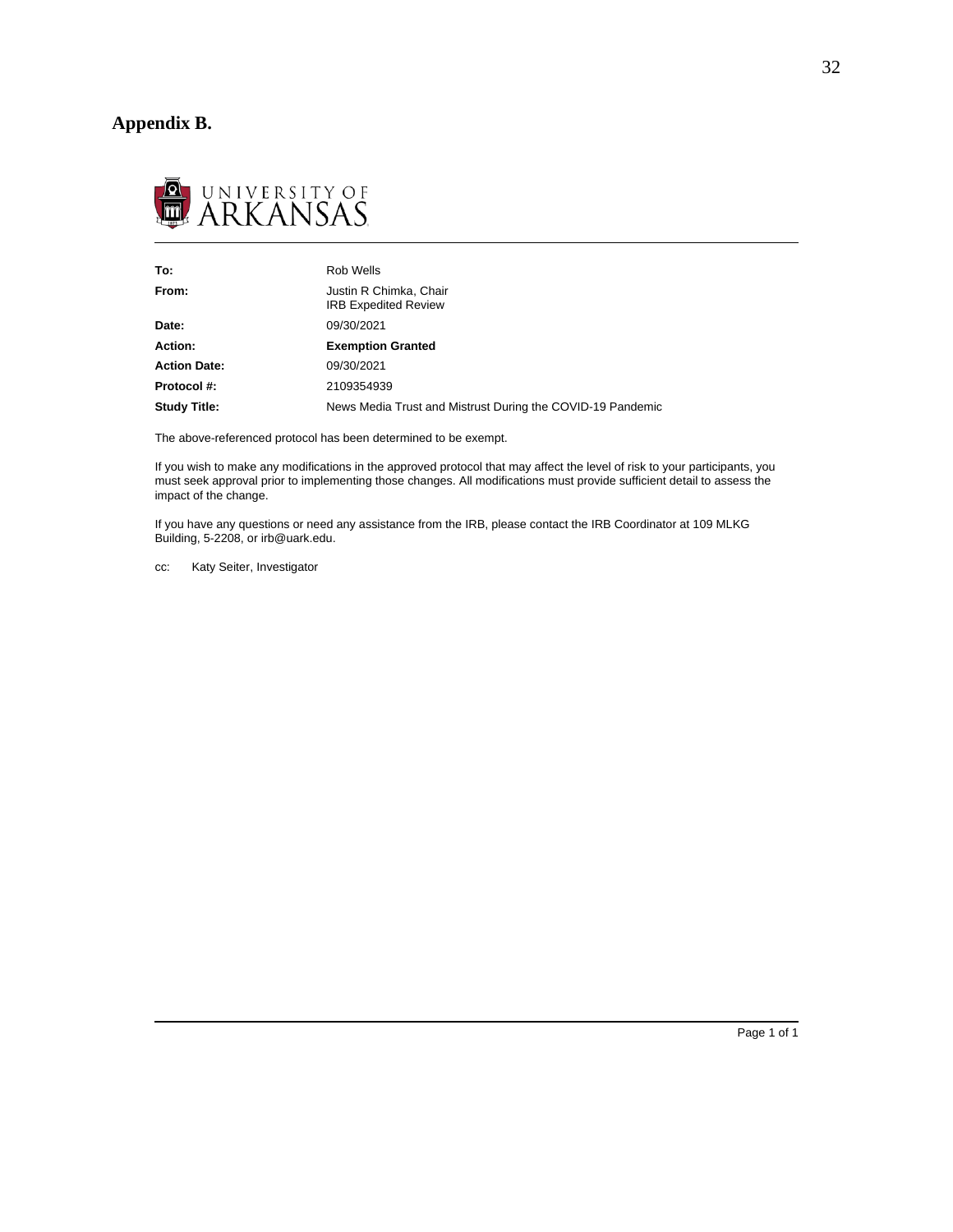## Appendix B.

UNIVERSITY OF ARKANSAS

| | |
|---|---|
| **To:** | Rob Wells |
| **From:** | Justin R Chimka, Chair<br>IRB Expedited Review |
| **Date:** | 09/30/2021 |
| **Action:** | **Exemption Granted** |
| **Action Date:** | 09/30/2021 |
| **Protocol #:** | 2109354939 |
| **Study Title:** | News Media Trust and Mistrust During the COVID-19 Pandemic |

The above-referenced protocol has been determined to be exempt.

If you wish to make any modifications in the approved protocol that may affect the level of risk to your participants, you must seek approval prior to implementing those changes. All modifications must provide sufficient detail to assess the impact of the change.

If you have any questions or need any assistance from the IRB, please contact the IRB Coordinator at 109 MLKG Building, 5-2208, or irb@uark.edu.

cc: Katy Seiter, Investigator